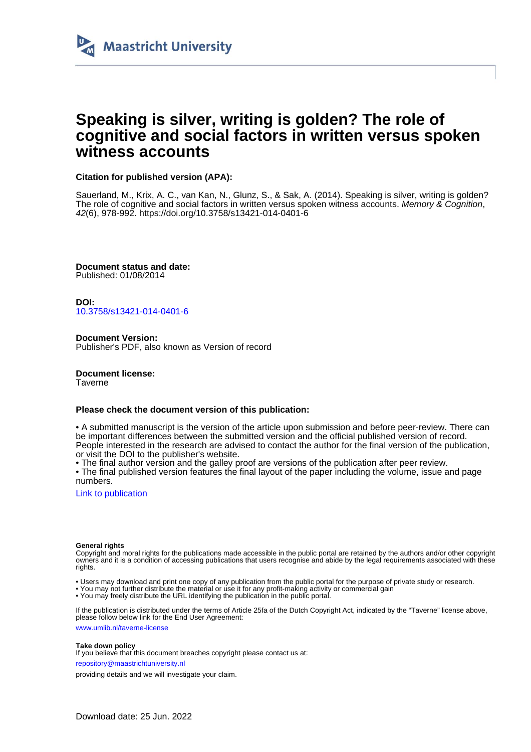Maastricht University

# Speaking is silver, writing is golden? The role of cognitive and social factors in written versus spoken witness accounts

**Citation for published version (APA):**

Sauerland, M., Krix, A. C., van Kan, N., Glunz, S., & Sak, A. (2014). Speaking is silver, writing is golden? The role of cognitive and social factors in written versus spoken witness accounts. *Memory & Cognition*, *42*(6), 978-992. https://doi.org/10.3758/s13421-014-0401-6

**Document status and date:**
Published: 01/08/2014

**DOI:**
10.3758/s13421-014-0401-6

**Document Version:**
Publisher's PDF, also known as Version of record

**Document license:**
Taverne

**Please check the document version of this publication:**

• A submitted manuscript is the version of the article upon submission and before peer-review. There can be important differences between the submitted version and the official published version of record. People interested in the research are advised to contact the author for the final version of the publication, or visit the DOI to the publisher's website.
• The final author version and the galley proof are versions of the publication after peer review.
• The final published version features the final layout of the paper including the volume, issue and page numbers.

Link to publication

**General rights**
Copyright and moral rights for the publications made accessible in the public portal are retained by the authors and/or other copyright owners and it is a condition of accessing publications that users recognise and abide by the legal requirements associated with these rights.

• Users may download and print one copy of any publication from the public portal for the purpose of private study or research.
• You may not further distribute the material or use it for any profit-making activity or commercial gain
• You may freely distribute the URL identifying the publication in the public portal.

If the publication is distributed under the terms of Article 25fa of the Dutch Copyright Act, indicated by the "Taverne" license above, please follow below link for the End User Agreement:

www.umlib.nl/taverne-license

**Take down policy**
If you believe that this document breaches copyright please contact us at:

repository@maastrichtuniversity.nl

providing details and we will investigate your claim.

Download date: 25 Jun. 2022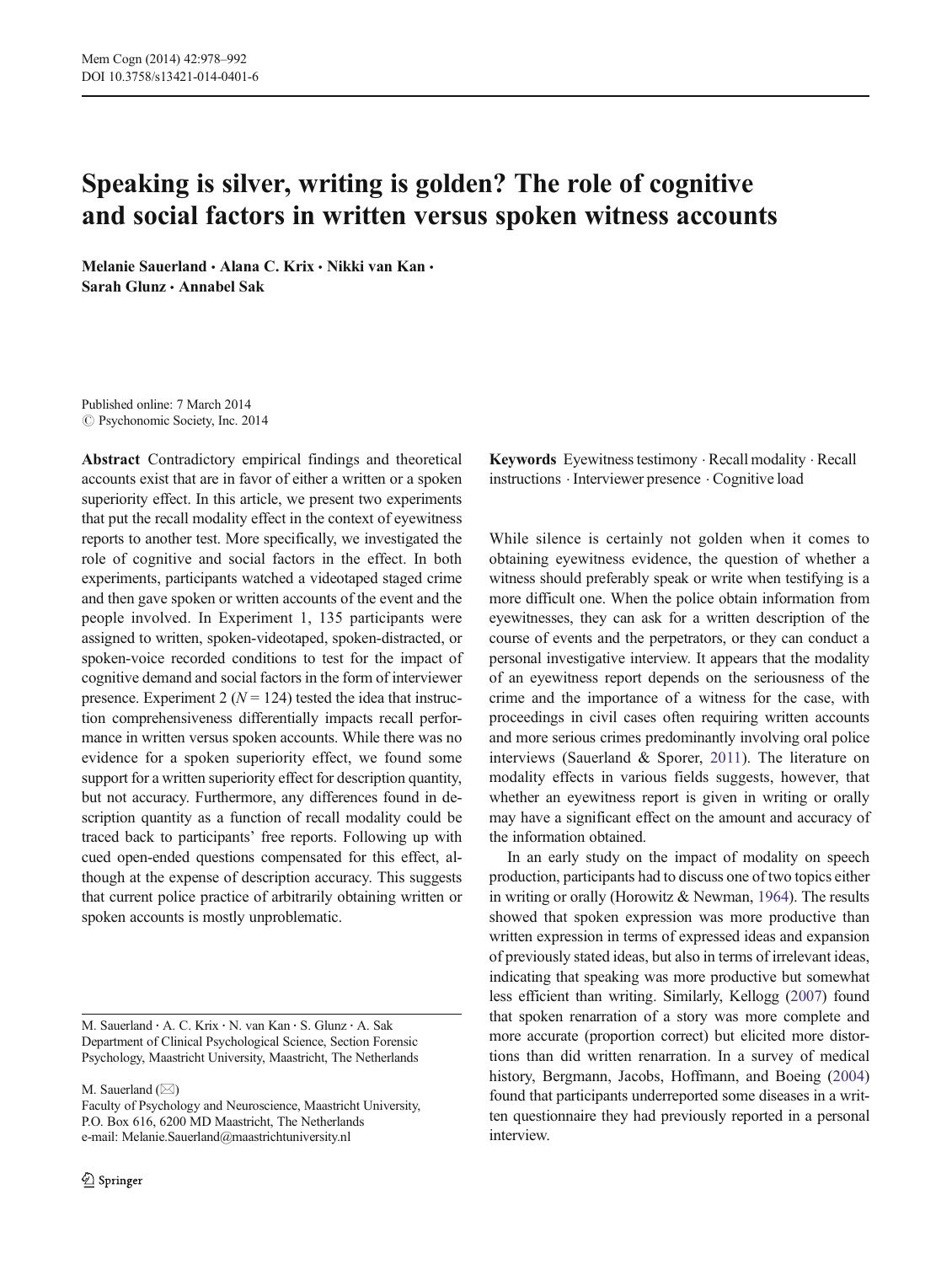# Speaking is silver, writing is golden? The role of cognitive and social factors in written versus spoken witness accounts

**Melanie Sauerland · Alana C. Krix · Nikki van Kan · Sarah Glunz · Annabel Sak**

Published online: 7 March 2014
© Psychonomic Society, Inc. 2014

**Abstract** Contradictory empirical findings and theoretical accounts exist that are in favor of either a written or a spoken superiority effect. In this article, we present two experiments that put the recall modality effect in the context of eyewitness reports to another test. More specifically, we investigated the role of cognitive and social factors in the effect. In both experiments, participants watched a videotaped staged crime and then gave spoken or written accounts of the event and the people involved. In Experiment 1, 135 participants were assigned to written, spoken-videotaped, spoken-distracted, or spoken-voice recorded conditions to test for the impact of cognitive demand and social factors in the form of interviewer presence. Experiment 2 ($N = 124$) tested the idea that instruction comprehensiveness differentially impacts recall performance in written versus spoken accounts. While there was no evidence for a spoken superiority effect, we found some support for a written superiority effect for description quantity, but not accuracy. Furthermore, any differences found in description quantity as a function of recall modality could be traced back to participants' free reports. Following up with cued open-ended questions compensated for this effect, although at the expense of description accuracy. This suggests that current police practice of arbitrarily obtaining written or spoken accounts is mostly unproblematic.

**Keywords** Eyewitness testimony · Recall modality · Recall instructions · Interviewer presence · Cognitive load

M. Sauerland · A. C. Krix · N. van Kan · S. Glunz · A. Sak
Department of Clinical Psychological Science, Section Forensic Psychology, Maastricht University, Maastricht, The Netherlands

M. Sauerland (✉)
Faculty of Psychology and Neuroscience, Maastricht University, P.O. Box 616, 6200 MD Maastricht, The Netherlands
e-mail: Melanie.Sauerland@maastrichtuniversity.nl

While silence is certainly not golden when it comes to obtaining eyewitness evidence, the question of whether a witness should preferably speak or write when testifying is a more difficult one. When the police obtain information from eyewitnesses, they can ask for a written description of the course of events and the perpetrators, or they can conduct a personal investigative interview. It appears that the modality of an eyewitness report depends on the seriousness of the crime and the importance of a witness for the case, with proceedings in civil cases often requiring written accounts and more serious crimes predominantly involving oral police interviews (Sauerland & Sporer, 2011). The literature on modality effects in various fields suggests, however, that whether an eyewitness report is given in writing or orally may have a significant effect on the amount and accuracy of the information obtained.

In an early study on the impact of modality on speech production, participants had to discuss one of two topics either in writing or orally (Horowitz & Newman, 1964). The results showed that spoken expression was more productive than written expression in terms of expressed ideas and expansion of previously stated ideas, but also in terms of irrelevant ideas, indicating that speaking was more productive but somewhat less efficient than writing. Similarly, Kellogg (2007) found that spoken renarration of a story was more complete and more accurate (proportion correct) but elicited more distortions than did written renarration. In a survey of medical history, Bergmann, Jacobs, Hoffmann, and Boeing (2004) found that participants underreported some diseases in a written questionnaire they had previously reported in a personal interview.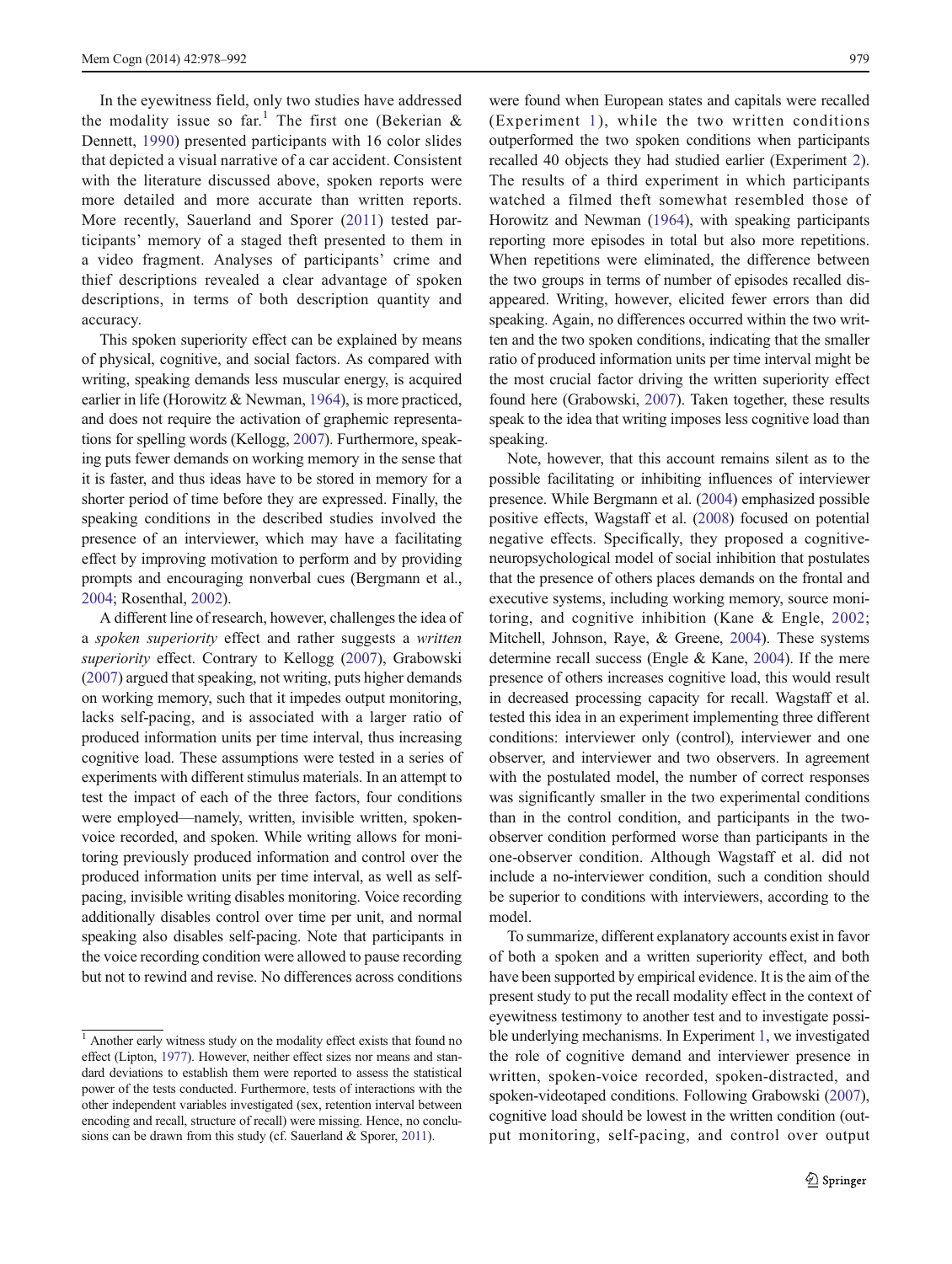In the eyewitness field, only two studies have addressed the modality issue so far.[1] The first one (Bekerian & Dennett, 1990) presented participants with 16 color slides that depicted a visual narrative of a car accident. Consistent with the literature discussed above, spoken reports were more detailed and more accurate than written reports. More recently, Sauerland and Sporer (2011) tested participants' memory of a staged theft presented to them in a video fragment. Analyses of participants' crime and thief descriptions revealed a clear advantage of spoken descriptions, in terms of both description quantity and accuracy.

This spoken superiority effect can be explained by means of physical, cognitive, and social factors. As compared with writing, speaking demands less muscular energy, is acquired earlier in life (Horowitz & Newman, 1964), is more practiced, and does not require the activation of graphemic representations for spelling words (Kellogg, 2007). Furthermore, speaking puts fewer demands on working memory in the sense that it is faster, and thus ideas have to be stored in memory for a shorter period of time before they are expressed. Finally, the speaking conditions in the described studies involved the presence of an interviewer, which may have a facilitating effect by improving motivation to perform and by providing prompts and encouraging nonverbal cues (Bergmann et al., 2004; Rosenthal, 2002).

A different line of research, however, challenges the idea of a *spoken superiority* effect and rather suggests a *written superiority* effect. Contrary to Kellogg (2007), Grabowski (2007) argued that speaking, not writing, puts higher demands on working memory, such that it impedes output monitoring, lacks self-pacing, and is associated with a larger ratio of produced information units per time interval, thus increasing cognitive load. These assumptions were tested in a series of experiments with different stimulus materials. In an attempt to test the impact of each of the three factors, four conditions were employed—namely, written, invisible written, spoken-voice recorded, and spoken. While writing allows for monitoring previously produced information and control over the produced information units per time interval, as well as self-pacing, invisible writing disables monitoring. Voice recording additionally disables control over time per unit, and normal speaking also disables self-pacing. Note that participants in the voice recording condition were allowed to pause recording but not to rewind and revise. No differences across conditions were found when European states and capitals were recalled (Experiment 1), while the two written conditions outperformed the two spoken conditions when participants recalled 40 objects they had studied earlier (Experiment 2). The results of a third experiment in which participants watched a filmed theft somewhat resembled those of Horowitz and Newman (1964), with speaking participants reporting more episodes in total but also more repetitions. When repetitions were eliminated, the difference between the two groups in terms of number of episodes recalled disappeared. Writing, however, elicited fewer errors than did speaking. Again, no differences occurred within the two written and the two spoken conditions, indicating that the smaller ratio of produced information units per time interval might be the most crucial factor driving the written superiority effect found here (Grabowski, 2007). Taken together, these results speak to the idea that writing imposes less cognitive load than speaking.

Note, however, that this account remains silent as to the possible facilitating or inhibiting influences of interviewer presence. While Bergmann et al. (2004) emphasized possible positive effects, Wagstaff et al. (2008) focused on potential negative effects. Specifically, they proposed a cognitive-neuropsychological model of social inhibition that postulates that the presence of others places demands on the frontal and executive systems, including working memory, source monitoring, and cognitive inhibition (Kane & Engle, 2002; Mitchell, Johnson, Raye, & Greene, 2004). These systems determine recall success (Engle & Kane, 2004). If the mere presence of others increases cognitive load, this would result in decreased processing capacity for recall. Wagstaff et al. tested this idea in an experiment implementing three different conditions: interviewer only (control), interviewer and one observer, and interviewer and two observers. In agreement with the postulated model, the number of correct responses was significantly smaller in the two experimental conditions than in the control condition, and participants in the two-observer condition performed worse than participants in the one-observer condition. Although Wagstaff et al. did not include a no-interviewer condition, such a condition should be superior to conditions with interviewers, according to the model.

To summarize, different explanatory accounts exist in favor of both a spoken and a written superiority effect, and both have been supported by empirical evidence. It is the aim of the present study to put the recall modality effect in the context of eyewitness testimony to another test and to investigate possible underlying mechanisms. In Experiment 1, we investigated the role of cognitive demand and interviewer presence in written, spoken-voice recorded, spoken-distracted, and spoken-videotaped conditions. Following Grabowski (2007), cognitive load should be lowest in the written condition (output monitoring, self-pacing, and control over output

---

[1] Another early witness study on the modality effect exists that found no effect (Lipton, 1977). However, neither effect sizes nor means and standard deviations to establish them were reported to assess the statistical power of the tests conducted. Furthermore, tests of interactions with the other independent variables investigated (sex, retention interval between encoding and recall, structure of recall) were missing. Hence, no conclusions can be drawn from this study (cf. Sauerland & Sporer, 2011).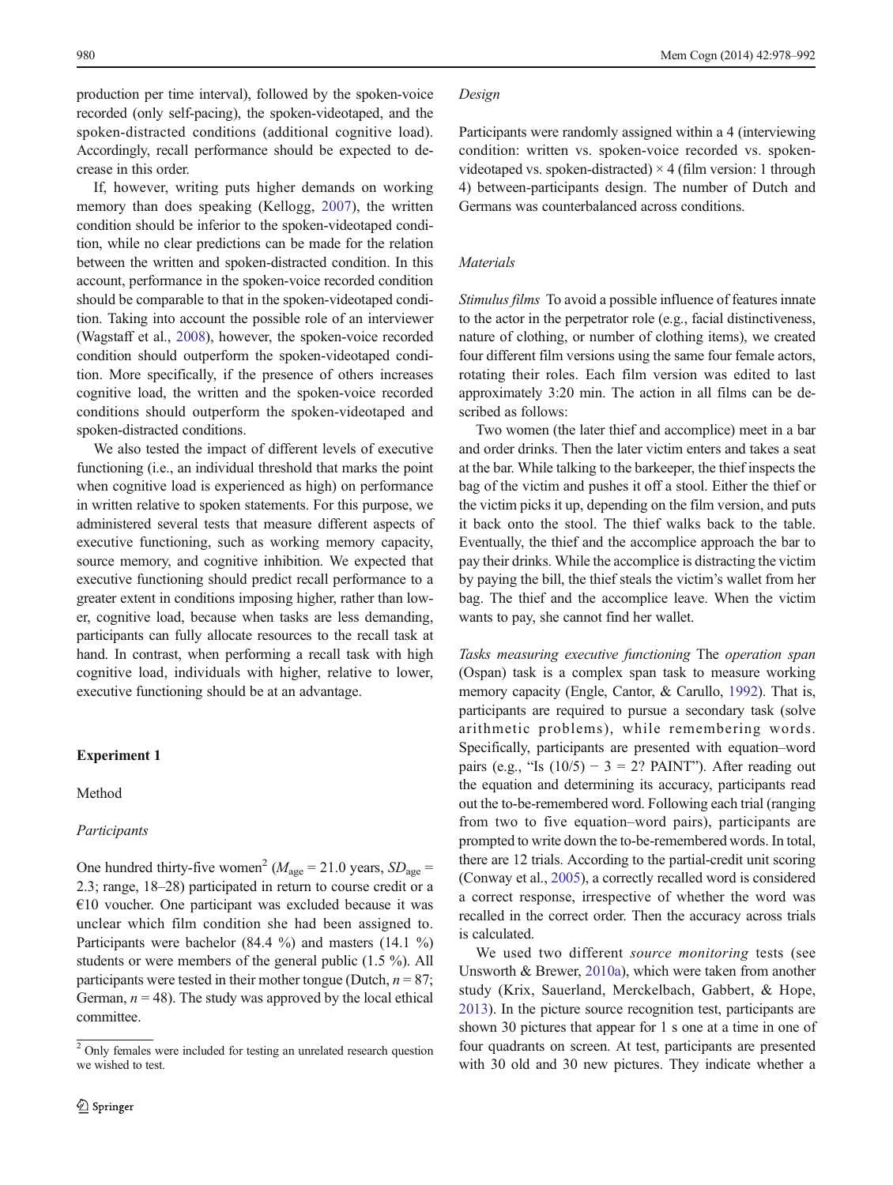production per time interval), followed by the spoken-voice recorded (only self-pacing), the spoken-videotaped, and the spoken-distracted conditions (additional cognitive load). Accordingly, recall performance should be expected to decrease in this order.

If, however, writing puts higher demands on working memory than does speaking (Kellogg, 2007), the written condition should be inferior to the spoken-videotaped condition, while no clear predictions can be made for the relation between the written and spoken-distracted condition. In this account, performance in the spoken-voice recorded condition should be comparable to that in the spoken-videotaped condition. Taking into account the possible role of an interviewer (Wagstaff et al., 2008), however, the spoken-voice recorded condition should outperform the spoken-videotaped condition. More specifically, if the presence of others increases cognitive load, the written and the spoken-voice recorded conditions should outperform the spoken-videotaped and spoken-distracted conditions.

We also tested the impact of different levels of executive functioning (i.e., an individual threshold that marks the point when cognitive load is experienced as high) on performance in written relative to spoken statements. For this purpose, we administered several tests that measure different aspects of executive functioning, such as working memory capacity, source memory, and cognitive inhibition. We expected that executive functioning should predict recall performance to a greater extent in conditions imposing higher, rather than lower, cognitive load, because when tasks are less demanding, participants can fully allocate resources to the recall task at hand. In contrast, when performing a recall task with high cognitive load, individuals with higher, relative to lower, executive functioning should be at an advantage.

## Experiment 1

### Method

#### *Participants*

One hundred thirty-five women[2] ($M_{\text{age}}$ = 21.0 years, $SD_{\text{age}}$ = 2.3; range, 18–28) participated in return to course credit or a €10 voucher. One participant was excluded because it was unclear which film condition she had been assigned to. Participants were bachelor (84.4 %) and masters (14.1 %) students or were members of the general public (1.5 %). All participants were tested in their mother tongue (Dutch, $n$ = 87; German, $n$ = 48). The study was approved by the local ethical committee.

[2] Only females were included for testing an unrelated research question we wished to test.

#### *Design*

Participants were randomly assigned within a 4 (interviewing condition: written vs. spoken-voice recorded vs. spoken-videotaped vs. spoken-distracted) × 4 (film version: 1 through 4) between-participants design. The number of Dutch and Germans was counterbalanced across conditions.

#### *Materials*

*Stimulus films* To avoid a possible influence of features innate to the actor in the perpetrator role (e.g., facial distinctiveness, nature of clothing, or number of clothing items), we created four different film versions using the same four female actors, rotating their roles. Each film version was edited to last approximately 3:20 min. The action in all films can be described as follows:

Two women (the later thief and accomplice) meet in a bar and order drinks. Then the later victim enters and takes a seat at the bar. While talking to the barkeeper, the thief inspects the bag of the victim and pushes it off a stool. Either the thief or the victim picks it up, depending on the film version, and puts it back onto the stool. The thief walks back to the table. Eventually, the thief and the accomplice approach the bar to pay their drinks. While the accomplice is distracting the victim by paying the bill, the thief steals the victim's wallet from her bag. The thief and the accomplice leave. When the victim wants to pay, she cannot find her wallet.

*Tasks measuring executive functioning* The *operation span* (Ospan) task is a complex span task to measure working memory capacity (Engle, Cantor, & Carullo, 1992). That is, participants are required to pursue a secondary task (solve arithmetic problems), while remembering words. Specifically, participants are presented with equation–word pairs (e.g., "Is (10/5) − 3 = 2? PAINT"). After reading out the equation and determining its accuracy, participants read out the to-be-remembered word. Following each trial (ranging from two to five equation–word pairs), participants are prompted to write down the to-be-remembered words. In total, there are 12 trials. According to the partial-credit unit scoring (Conway et al., 2005), a correctly recalled word is considered a correct response, irrespective of whether the word was recalled in the correct order. Then the accuracy across trials is calculated.

We used two different *source monitoring* tests (see Unsworth & Brewer, 2010a), which were taken from another study (Krix, Sauerland, Merckelbach, Gabbert, & Hope, 2013). In the picture source recognition test, participants are shown 30 pictures that appear for 1 s one at a time in one of four quadrants on screen. At test, participants are presented with 30 old and 30 new pictures. They indicate whether a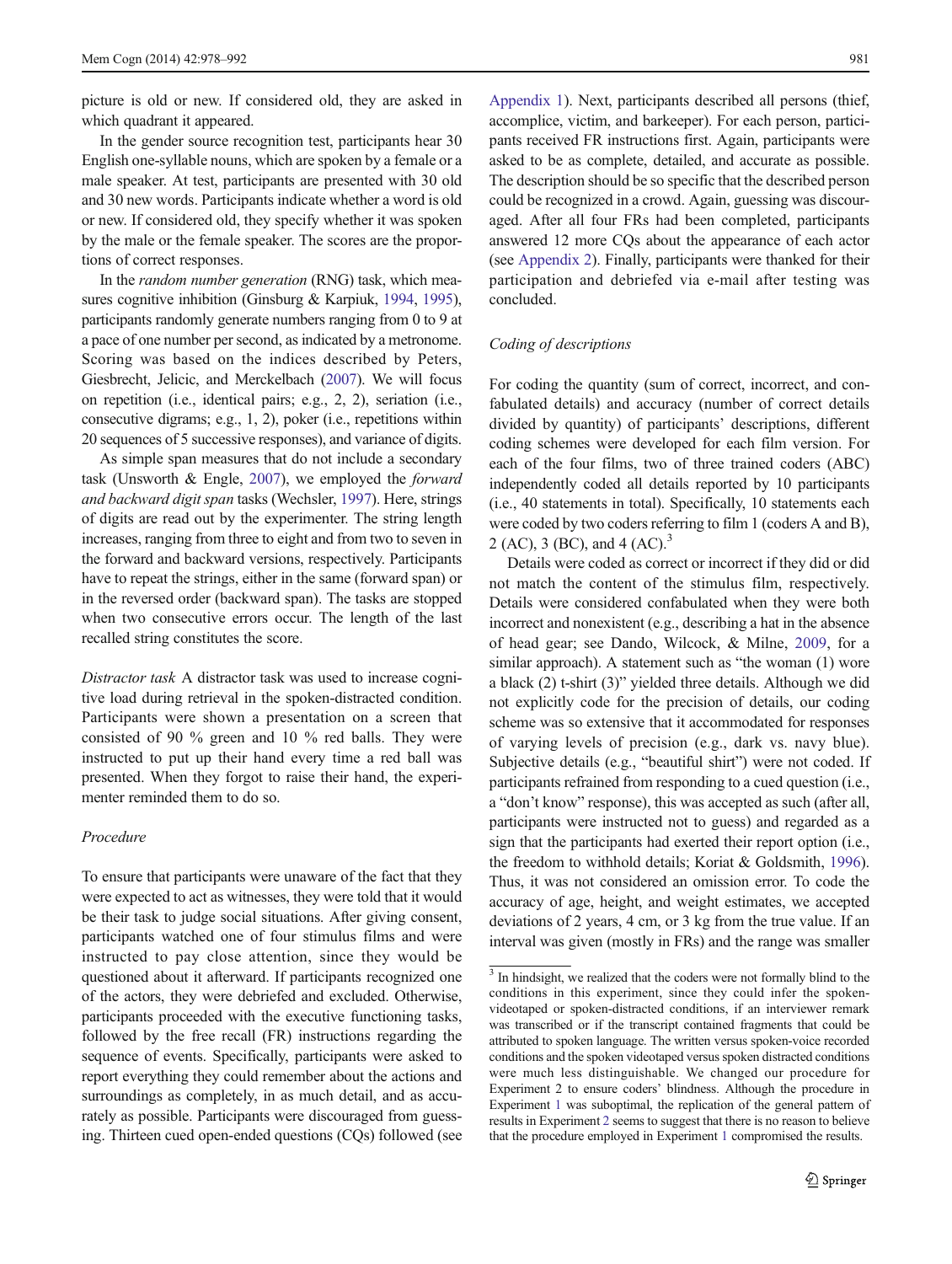picture is old or new. If considered old, they are asked in which quadrant it appeared.

In the gender source recognition test, participants hear 30 English one-syllable nouns, which are spoken by a female or a male speaker. At test, participants are presented with 30 old and 30 new words. Participants indicate whether a word is old or new. If considered old, they specify whether it was spoken by the male or the female speaker. The scores are the proportions of correct responses.

In the *random number generation* (RNG) task, which measures cognitive inhibition (Ginsburg & Karpiuk, 1994, 1995), participants randomly generate numbers ranging from 0 to 9 at a pace of one number per second, as indicated by a metronome. Scoring was based on the indices described by Peters, Giesbrecht, Jelicic, and Merckelbach (2007). We will focus on repetition (i.e., identical pairs; e.g., 2, 2), seriation (i.e., consecutive digrams; e.g., 1, 2), poker (i.e., repetitions within 20 sequences of 5 successive responses), and variance of digits.

As simple span measures that do not include a secondary task (Unsworth & Engle, 2007), we employed the *forward and backward digit span* tasks (Wechsler, 1997). Here, strings of digits are read out by the experimenter. The string length increases, ranging from three to eight and from two to seven in the forward and backward versions, respectively. Participants have to repeat the strings, either in the same (forward span) or in the reversed order (backward span). The tasks are stopped when two consecutive errors occur. The length of the last recalled string constitutes the score.

*Distractor task* A distractor task was used to increase cognitive load during retrieval in the spoken-distracted condition. Participants were shown a presentation on a screen that consisted of 90 % green and 10 % red balls. They were instructed to put up their hand every time a red ball was presented. When they forgot to raise their hand, the experimenter reminded them to do so.

### Procedure

To ensure that participants were unaware of the fact that they were expected to act as witnesses, they were told that it would be their task to judge social situations. After giving consent, participants watched one of four stimulus films and were instructed to pay close attention, since they would be questioned about it afterward. If participants recognized one of the actors, they were debriefed and excluded. Otherwise, participants proceeded with the executive functioning tasks, followed by the free recall (FR) instructions regarding the sequence of events. Specifically, participants were asked to report everything they could remember about the actions and surroundings as completely, in as much detail, and as accurately as possible. Participants were discouraged from guessing. Thirteen cued open-ended questions (CQs) followed (see Appendix 1). Next, participants described all persons (thief, accomplice, victim, and barkeeper). For each person, participants received FR instructions first. Again, participants were asked to be as complete, detailed, and accurate as possible. The description should be so specific that the described person could be recognized in a crowd. Again, guessing was discouraged. After all four FRs had been completed, participants answered 12 more CQs about the appearance of each actor (see Appendix 2). Finally, participants were thanked for their participation and debriefed via e-mail after testing was concluded.

### Coding of descriptions

For coding the quantity (sum of correct, incorrect, and confabulated details) and accuracy (number of correct details divided by quantity) of participants' descriptions, different coding schemes were developed for each film version. For each of the four films, two of three trained coders (ABC) independently coded all details reported by 10 participants (i.e., 40 statements in total). Specifically, 10 statements each were coded by two coders referring to film 1 (coders A and B), 2 (AC), 3 (BC), and 4 (AC).[3]

Details were coded as correct or incorrect if they did or did not match the content of the stimulus film, respectively. Details were considered confabulated when they were both incorrect and nonexistent (e.g., describing a hat in the absence of head gear; see Dando, Wilcock, & Milne, 2009, for a similar approach). A statement such as "the woman (1) wore a black (2) t-shirt (3)" yielded three details. Although we did not explicitly code for the precision of details, our coding scheme was so extensive that it accommodated for responses of varying levels of precision (e.g., dark vs. navy blue). Subjective details (e.g., "beautiful shirt") were not coded. If participants refrained from responding to a cued question (i.e., a "don't know" response), this was accepted as such (after all, participants were instructed not to guess) and regarded as a sign that the participants had exerted their report option (i.e., the freedom to withhold details; Koriat & Goldsmith, 1996). Thus, it was not considered an omission error. To code the accuracy of age, height, and weight estimates, we accepted deviations of 2 years, 4 cm, or 3 kg from the true value. If an interval was given (mostly in FRs) and the range was smaller

[3] In hindsight, we realized that the coders were not formally blind to the conditions in this experiment, since they could infer the spoken-videotaped or spoken-distracted conditions, if an interviewer remark was transcribed or if the transcript contained fragments that could be attributed to spoken language. The written versus spoken-voice recorded conditions and the spoken videotaped versus spoken distracted conditions were much less distinguishable. We changed our procedure for Experiment 2 to ensure coders' blindness. Although the procedure in Experiment 1 was suboptimal, the replication of the general pattern of results in Experiment 2 seems to suggest that there is no reason to believe that the procedure employed in Experiment 1 compromised the results.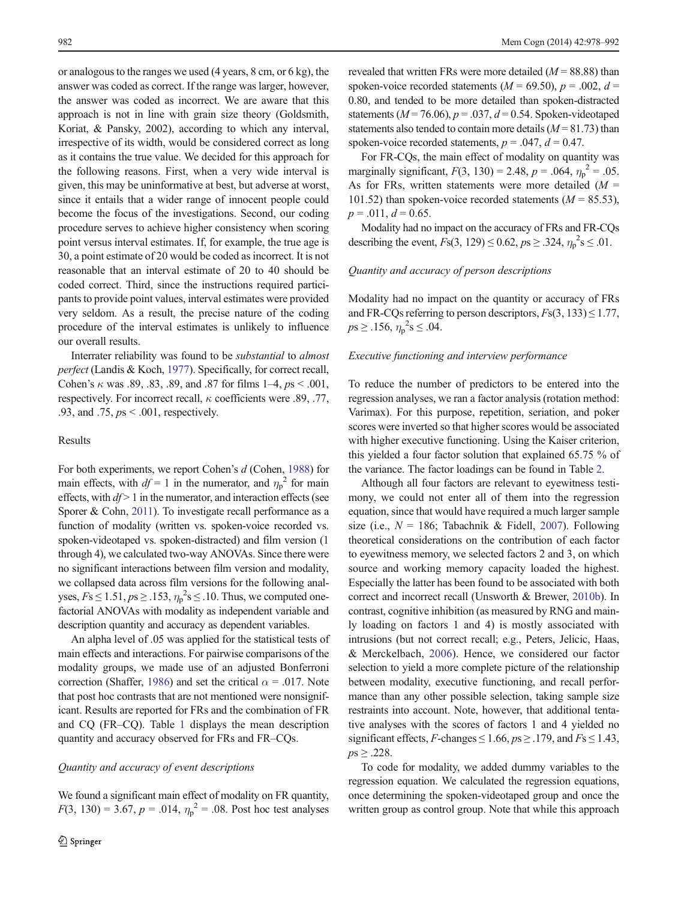or analogous to the ranges we used (4 years, 8 cm, or 6 kg), the answer was coded as correct. If the range was larger, however, the answer was coded as incorrect. We are aware that this approach is not in line with grain size theory (Goldsmith, Koriat, & Pansky, 2002), according to which any interval, irrespective of its width, would be considered correct as long as it contains the true value. We decided for this approach for the following reasons. First, when a very wide interval is given, this may be uninformative at best, but adverse at worst, since it entails that a wider range of innocent people could become the focus of the investigations. Second, our coding procedure serves to achieve higher consistency when scoring point versus interval estimates. If, for example, the true age is 30, a point estimate of 20 would be coded as incorrect. It is not reasonable that an interval estimate of 20 to 40 should be coded correct. Third, since the instructions required participants to provide point values, interval estimates were provided very seldom. As a result, the precise nature of the coding procedure of the interval estimates is unlikely to influence our overall results.

Interrater reliability was found to be *substantial* to *almost perfect* (Landis & Koch, 1977). Specifically, for correct recall, Cohen's $\kappa$ was .89, .83, .89, and .87 for films 1–4, $ps < .001$, respectively. For incorrect recall, $\kappa$ coefficients were .89, .77, .93, and .75, $ps < .001$, respectively.

## Results

For both experiments, we report Cohen's $d$ (Cohen, 1988) for main effects, with $df = 1$ in the numerator, and $\eta_p^2$ for main effects, with $df > 1$ in the numerator, and interaction effects (see Sporer & Cohn, 2011). To investigate recall performance as a function of modality (written vs. spoken-voice recorded vs. spoken-videotaped vs. spoken-distracted) and film version (1 through 4), we calculated two-way ANOVAs. Since there were no significant interactions between film version and modality, we collapsed data across film versions for the following analyses, $Fs \leq 1.51$, $ps \geq .153$, $\eta_p^2 s \leq .10$. Thus, we computed one-factorial ANOVAs with modality as independent variable and description quantity and accuracy as dependent variables.

An alpha level of .05 was applied for the statistical tests of main effects and interactions. For pairwise comparisons of the modality groups, we made use of an adjusted Bonferroni correction (Shaffer, 1986) and set the critical $\alpha = .017$. Note that post hoc contrasts that are not mentioned were nonsignificant. Results are reported for FRs and the combination of FR and CQ (FR–CQ). Table 1 displays the mean description quantity and accuracy observed for FRs and FR–CQs.

### *Quantity and accuracy of event descriptions*

We found a significant main effect of modality on FR quantity, $F(3, 130) = 3.67$, $p = .014$, $\eta_p^2 = .08$. Post hoc test analyses revealed that written FRs were more detailed ($M = 88.88$) than spoken-voice recorded statements ($M = 69.50$), $p = .002$, $d = 0.80$, and tended to be more detailed than spoken-distracted statements ($M = 76.06$), $p = .037$, $d = 0.54$. Spoken-videotaped statements also tended to contain more details ($M = 81.73$) than spoken-voice recorded statements, $p = .047$, $d = 0.47$.

For FR-CQs, the main effect of modality on quantity was marginally significant, $F(3, 130) = 2.48$, $p = .064$, $\eta_p^2 = .05$. As for FRs, written statements were more detailed ($M = 101.52$) than spoken-voice recorded statements ($M = 85.53$), $p = .011$, $d = 0.65$.

Modality had no impact on the accuracy of FRs and FR-CQs describing the event, $Fs(3, 129) \leq 0.62$, $ps \geq .324$, $\eta_p^2 s \leq .01$.

### *Quantity and accuracy of person descriptions*

Modality had no impact on the quantity or accuracy of FRs and FR-CQs referring to person descriptors, $Fs(3, 133) \leq 1.77$, $ps \geq .156$, $\eta_p^2 s \leq .04$.

### *Executive functioning and interview performance*

To reduce the number of predictors to be entered into the regression analyses, we ran a factor analysis (rotation method: Varimax). For this purpose, repetition, seriation, and poker scores were inverted so that higher scores would be associated with higher executive functioning. Using the Kaiser criterion, this yielded a four factor solution that explained 65.75 % of the variance. The factor loadings can be found in Table 2.

Although all four factors are relevant to eyewitness testimony, we could not enter all of them into the regression equation, since that would have required a much larger sample size (i.e., $N = 186$; Tabachnik & Fidell, 2007). Following theoretical considerations on the contribution of each factor to eyewitness memory, we selected factors 2 and 3, on which source and working memory capacity loaded the highest. Especially the latter has been found to be associated with both correct and incorrect recall (Unsworth & Brewer, 2010b). In contrast, cognitive inhibition (as measured by RNG and mainly loading on factors 1 and 4) is mostly associated with intrusions (but not correct recall; e.g., Peters, Jelicic, Haas, & Merckelbach, 2006). Hence, we considered our factor selection to yield a more complete picture of the relationship between modality, executive functioning, and recall performance than any other possible selection, taking sample size restraints into account. Note, however, that additional tentative analyses with the scores of factors 1 and 4 yielded no significant effects, $F$-changes $\leq 1.66$, $ps \geq .179$, and $Fs \leq 1.43$, $ps \geq .228$.

To code for modality, we added dummy variables to the regression equation. We calculated the regression equations, once determining the spoken-videotaped group and once the written group as control group. Note that while this approach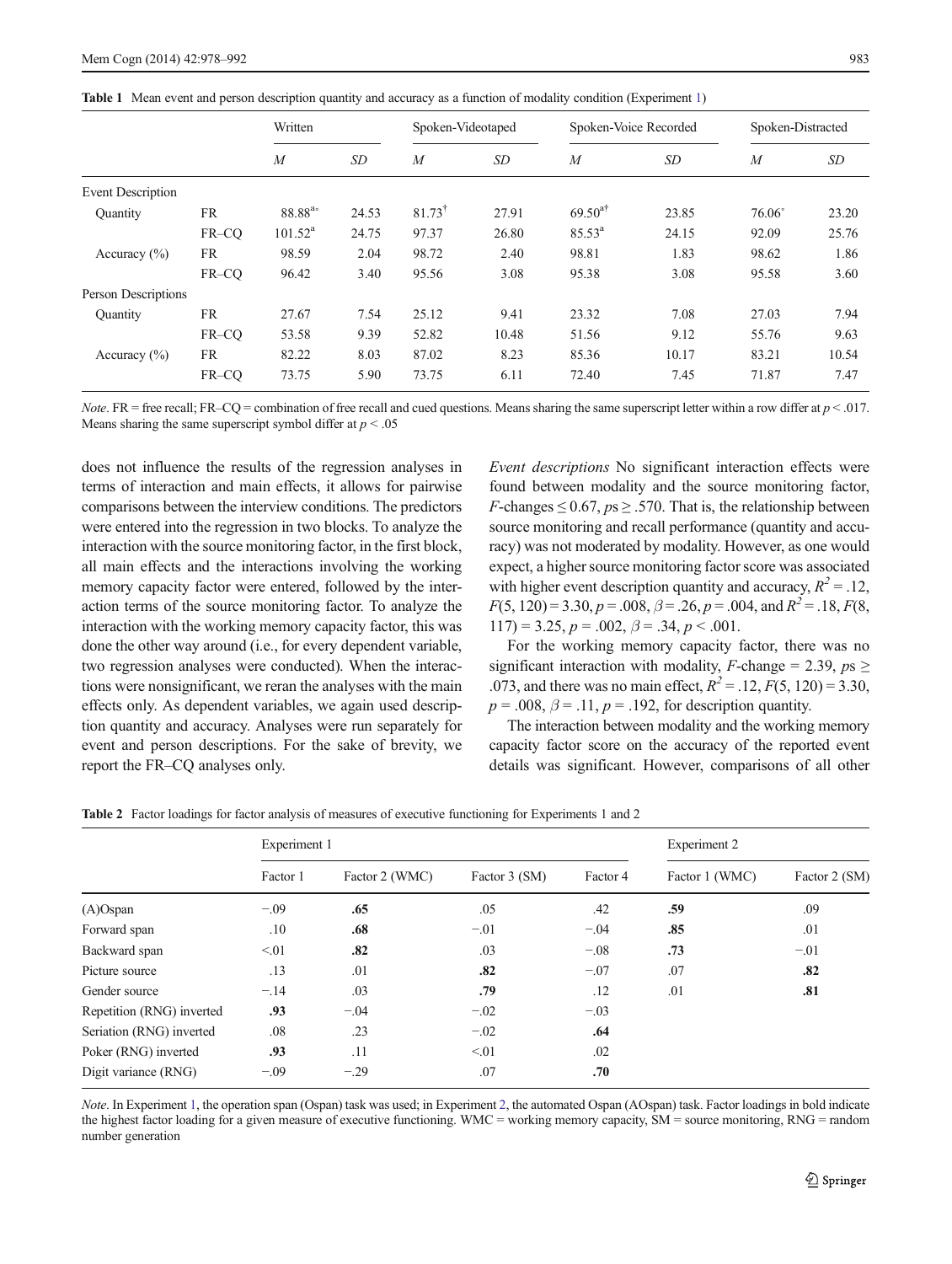**Table 1** Mean event and person description quantity and accuracy as a function of modality condition (Experiment 1)

| | | Written | | Spoken-Videotaped | | Spoken-Voice Recorded | | Spoken-Distracted | |
|---|---|---|---|---|---|---|---|---|---|
| | | *M* | *SD* | *M* | *SD* | *M* | *SD* | *M* | *SD* |
| Event Description | | | | | | | | | |
| Quantity | FR | 88.88[a°] | 24.53 | 81.73[†] | 27.91 | 69.50[a†] | 23.85 | 76.06[°] | 23.20 |
| | FR–CQ | 101.52[a] | 24.75 | 97.37 | 26.80 | 85.53[a] | 24.15 | 92.09 | 25.76 |
| Accuracy (%) | FR | 98.59 | 2.04 | 98.72 | 2.40 | 98.81 | 1.83 | 98.62 | 1.86 |
| | FR–CQ | 96.42 | 3.40 | 95.56 | 3.08 | 95.38 | 3.08 | 95.58 | 3.60 |
| Person Descriptions | | | | | | | | | |
| Quantity | FR | 27.67 | 7.54 | 25.12 | 9.41 | 23.32 | 7.08 | 27.03 | 7.94 |
| | FR–CQ | 53.58 | 9.39 | 52.82 | 10.48 | 51.56 | 9.12 | 55.76 | 9.63 |
| Accuracy (%) | FR | 82.22 | 8.03 | 87.02 | 8.23 | 85.36 | 10.17 | 83.21 | 10.54 |
| | FR–CQ | 73.75 | 5.90 | 73.75 | 6.11 | 72.40 | 7.45 | 71.87 | 7.47 |

*Note*. FR = free recall; FR–CQ = combination of free recall and cued questions. Means sharing the same superscript letter within a row differ at $p < .017$. Means sharing the same superscript symbol differ at $p < .05$

does not influence the results of the regression analyses in terms of interaction and main effects, it allows for pairwise comparisons between the interview conditions. The predictors were entered into the regression in two blocks. To analyze the interaction with the source monitoring factor, in the first block, all main effects and the interactions involving the working memory capacity factor were entered, followed by the interaction terms of the source monitoring factor. To analyze the interaction with the working memory capacity factor, this was done the other way around (i.e., for every dependent variable, two regression analyses were conducted). When the interactions were nonsignificant, we reran the analyses with the main effects only. As dependent variables, we again used description quantity and accuracy. Analyses were run separately for event and person descriptions. For the sake of brevity, we report the FR–CQ analyses only.

*Event descriptions* No significant interaction effects were found between modality and the source monitoring factor, $F$-changes $\leq 0.67$, $ps \geq .570$. That is, the relationship between source monitoring and recall performance (quantity and accuracy) was not moderated by modality. However, as one would expect, a higher source monitoring factor score was associated with higher event description quantity and accuracy, $R^2 = .12$, $F(5, 120) = 3.30$, $p = .008$, $\beta = .26$, $p = .004$, and $R^2 = .18$, $F(8, 117) = 3.25$, $p = .002$, $\beta = .34$, $p < .001$.

For the working memory capacity factor, there was no significant interaction with modality, $F$-change = 2.39, $ps \geq .073$, and there was no main effect, $R^2 = .12$, $F(5, 120) = 3.30$, $p = .008$, $\beta = .11$, $p = .192$, for description quantity.

The interaction between modality and the working memory capacity factor score on the accuracy of the reported event details was significant. However, comparisons of all other

**Table 2** Factor loadings for factor analysis of measures of executive functioning for Experiments 1 and 2

| | Experiment 1 | | | | Experiment 2 | |
|---|---|---|---|---|---|---|
| | Factor 1 | Factor 2 (WMC) | Factor 3 (SM) | Factor 4 | Factor 1 (WMC) | Factor 2 (SM) |
| (A)Ospan | −.09 | **.65** | .05 | .42 | **.59** | .09 |
| Forward span | .10 | **.68** | −.01 | −.04 | **.85** | .01 |
| Backward span | <.01 | **.82** | .03 | −.08 | **.73** | −.01 |
| Picture source | .13 | .01 | **.82** | −.07 | .07 | **.82** |
| Gender source | −.14 | .03 | **.79** | .12 | .01 | **.81** |
| Repetition (RNG) inverted | **.93** | −.04 | −.02 | −.03 | | |
| Seriation (RNG) inverted | .08 | .23 | −.02 | **.64** | | |
| Poker (RNG) inverted | **.93** | .11 | <.01 | .02 | | |
| Digit variance (RNG) | −.09 | −.29 | .07 | **.70** | | |

*Note*. In Experiment 1, the operation span (Ospan) task was used; in Experiment 2, the automated Ospan (AOspan) task. Factor loadings in bold indicate the highest factor loading for a given measure of executive functioning. WMC = working memory capacity, SM = source monitoring, RNG = random number generation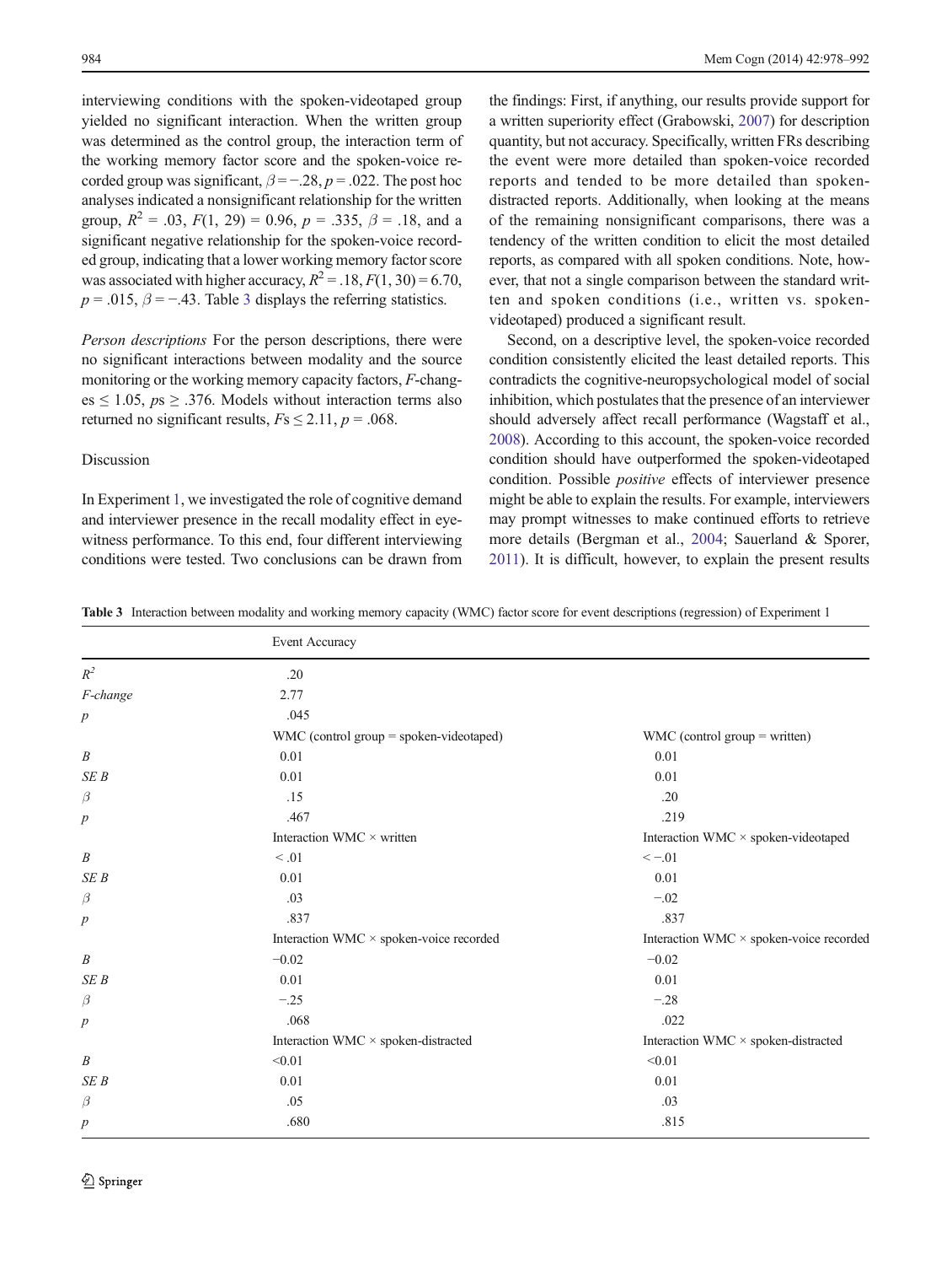interviewing conditions with the spoken-videotaped group yielded no significant interaction. When the written group was determined as the control group, the interaction term of the working memory factor score and the spoken-voice recorded group was significant, $\beta = -.28$, $p = .022$. The post hoc analyses indicated a nonsignificant relationship for the written group, $R^2 = .03$, $F(1, 29) = 0.96$, $p = .335$, $\beta = .18$, and a significant negative relationship for the spoken-voice recorded group, indicating that a lower working memory factor score was associated with higher accuracy, $R^2 = .18$, $F(1, 30) = 6.70$, $p = .015$, $\beta = -.43$. Table 3 displays the referring statistics.

*Person descriptions* For the person descriptions, there were no significant interactions between modality and the source monitoring or the working memory capacity factors, *F*-changes $\leq 1.05$, $ps \geq .376$. Models without interaction terms also returned no significant results, $Fs \leq 2.11$, $p = .068$.

## Discussion

In Experiment 1, we investigated the role of cognitive demand and interviewer presence in the recall modality effect in eyewitness performance. To this end, four different interviewing conditions were tested. Two conclusions can be drawn from the findings: First, if anything, our results provide support for a written superiority effect (Grabowski, 2007) for description quantity, but not accuracy. Specifically, written FRs describing the event were more detailed than spoken-voice recorded reports and tended to be more detailed than spoken-distracted reports. Additionally, when looking at the means of the remaining nonsignificant comparisons, there was a tendency of the written condition to elicit the most detailed reports, as compared with all spoken conditions. Note, however, that not a single comparison between the standard written and spoken conditions (i.e., written vs. spoken-videotaped) produced a significant result.

Second, on a descriptive level, the spoken-voice recorded condition consistently elicited the least detailed reports. This contradicts the cognitive-neuropsychological model of social inhibition, which postulates that the presence of an interviewer should adversely affect recall performance (Wagstaff et al., 2008). According to this account, the spoken-voice recorded condition should have outperformed the spoken-videotaped condition. Possible *positive* effects of interviewer presence might be able to explain the results. For example, interviewers may prompt witnesses to make continued efforts to retrieve more details (Bergman et al., 2004; Sauerland & Sporer, 2011). It is difficult, however, to explain the present results

**Table 3** Interaction between modality and working memory capacity (WMC) factor score for event descriptions (regression) of Experiment 1

| | Event Accuracy | |
|---|---|---|
| $R^2$ | .20 | |
| *F-change* | 2.77 | |
| *p* | .045 | |
| | WMC (control group = spoken-videotaped) | WMC (control group = written) |
| *B* | 0.01 | 0.01 |
| *SE B* | 0.01 | 0.01 |
| $\beta$ | .15 | .20 |
| *p* | .467 | .219 |
| | Interaction WMC × written | Interaction WMC × spoken-videotaped |
| *B* | < .01 | < −.01 |
| *SE B* | 0.01 | 0.01 |
| $\beta$ | .03 | −.02 |
| *p* | .837 | .837 |
| | Interaction WMC × spoken-voice recorded | Interaction WMC × spoken-voice recorded |
| *B* | −0.02 | −0.02 |
| *SE B* | 0.01 | 0.01 |
| $\beta$ | −.25 | −.28 |
| *p* | .068 | .022 |
| | Interaction WMC × spoken-distracted | Interaction WMC × spoken-distracted |
| *B* | <0.01 | <0.01 |
| *SE B* | 0.01 | 0.01 |
| $\beta$ | .05 | .03 |
| *p* | .680 | .815 |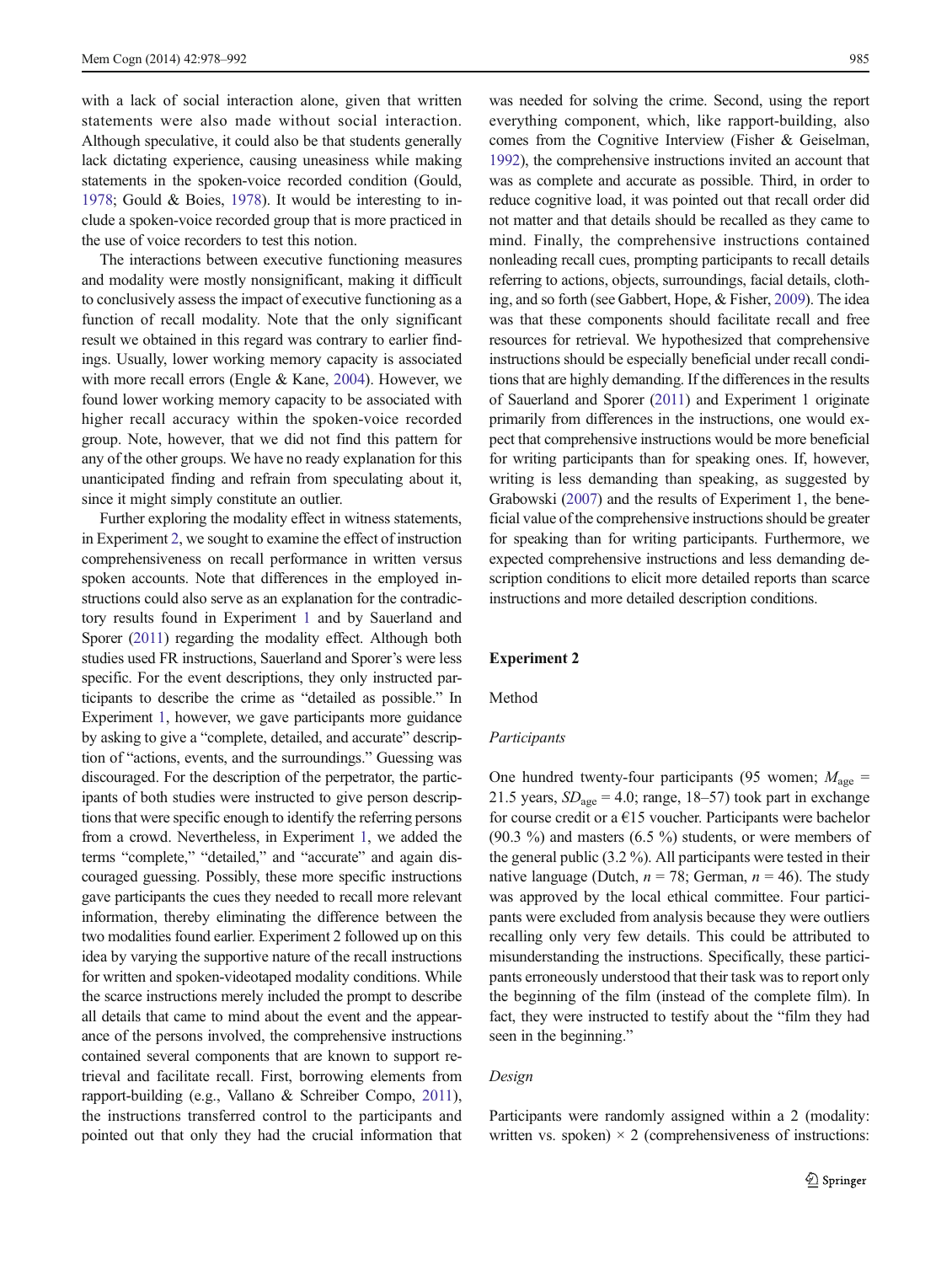with a lack of social interaction alone, given that written statements were also made without social interaction. Although speculative, it could also be that students generally lack dictating experience, causing uneasiness while making statements in the spoken-voice recorded condition (Gould, 1978; Gould & Boies, 1978). It would be interesting to include a spoken-voice recorded group that is more practiced in the use of voice recorders to test this notion.

The interactions between executive functioning measures and modality were mostly nonsignificant, making it difficult to conclusively assess the impact of executive functioning as a function of recall modality. Note that the only significant result we obtained in this regard was contrary to earlier findings. Usually, lower working memory capacity is associated with more recall errors (Engle & Kane, 2004). However, we found lower working memory capacity to be associated with higher recall accuracy within the spoken-voice recorded group. Note, however, that we did not find this pattern for any of the other groups. We have no ready explanation for this unanticipated finding and refrain from speculating about it, since it might simply constitute an outlier.

Further exploring the modality effect in witness statements, in Experiment 2, we sought to examine the effect of instruction comprehensiveness on recall performance in written versus spoken accounts. Note that differences in the employed instructions could also serve as an explanation for the contradictory results found in Experiment 1 and by Sauerland and Sporer (2011) regarding the modality effect. Although both studies used FR instructions, Sauerland and Sporer's were less specific. For the event descriptions, they only instructed participants to describe the crime as "detailed as possible." In Experiment 1, however, we gave participants more guidance by asking to give a "complete, detailed, and accurate" description of "actions, events, and the surroundings." Guessing was discouraged. For the description of the perpetrator, the participants of both studies were instructed to give person descriptions that were specific enough to identify the referring persons from a crowd. Nevertheless, in Experiment 1, we added the terms "complete," "detailed," and "accurate" and again discouraged guessing. Possibly, these more specific instructions gave participants the cues they needed to recall more relevant information, thereby eliminating the difference between the two modalities found earlier. Experiment 2 followed up on this idea by varying the supportive nature of the recall instructions for written and spoken-videotaped modality conditions. While the scarce instructions merely included the prompt to describe all details that came to mind about the event and the appearance of the persons involved, the comprehensive instructions contained several components that are known to support retrieval and facilitate recall. First, borrowing elements from rapport-building (e.g., Vallano & Schreiber Compo, 2011), the instructions transferred control to the participants and pointed out that only they had the crucial information that was needed for solving the crime. Second, using the report everything component, which, like rapport-building, also comes from the Cognitive Interview (Fisher & Geiselman, 1992), the comprehensive instructions invited an account that was as complete and accurate as possible. Third, in order to reduce cognitive load, it was pointed out that recall order did not matter and that details should be recalled as they came to mind. Finally, the comprehensive instructions contained nonleading recall cues, prompting participants to recall details referring to actions, objects, surroundings, facial details, clothing, and so forth (see Gabbert, Hope, & Fisher, 2009). The idea was that these components should facilitate recall and free resources for retrieval. We hypothesized that comprehensive instructions should be especially beneficial under recall conditions that are highly demanding. If the differences in the results of Sauerland and Sporer (2011) and Experiment 1 originate primarily from differences in the instructions, one would expect that comprehensive instructions would be more beneficial for writing participants than for speaking ones. If, however, writing is less demanding than speaking, as suggested by Grabowski (2007) and the results of Experiment 1, the beneficial value of the comprehensive instructions should be greater for speaking than for writing participants. Furthermore, we expected comprehensive instructions and less demanding description conditions to elicit more detailed reports than scarce instructions and more detailed description conditions.

## Experiment 2

### Method

#### *Participants*

One hundred twenty-four participants (95 women; $M_{\text{age}}$ = 21.5 years, $SD_{\text{age}}$ = 4.0; range, 18–57) took part in exchange for course credit or a €15 voucher. Participants were bachelor (90.3 %) and masters (6.5 %) students, or were members of the general public (3.2 %). All participants were tested in their native language (Dutch, $n$ = 78; German, $n$ = 46). The study was approved by the local ethical committee. Four participants were excluded from analysis because they were outliers recalling only very few details. This could be attributed to misunderstanding the instructions. Specifically, these participants erroneously understood that their task was to report only the beginning of the film (instead of the complete film). In fact, they were instructed to testify about the "film they had seen in the beginning."

#### *Design*

Participants were randomly assigned within a 2 (modality: written vs. spoken) × 2 (comprehensiveness of instructions: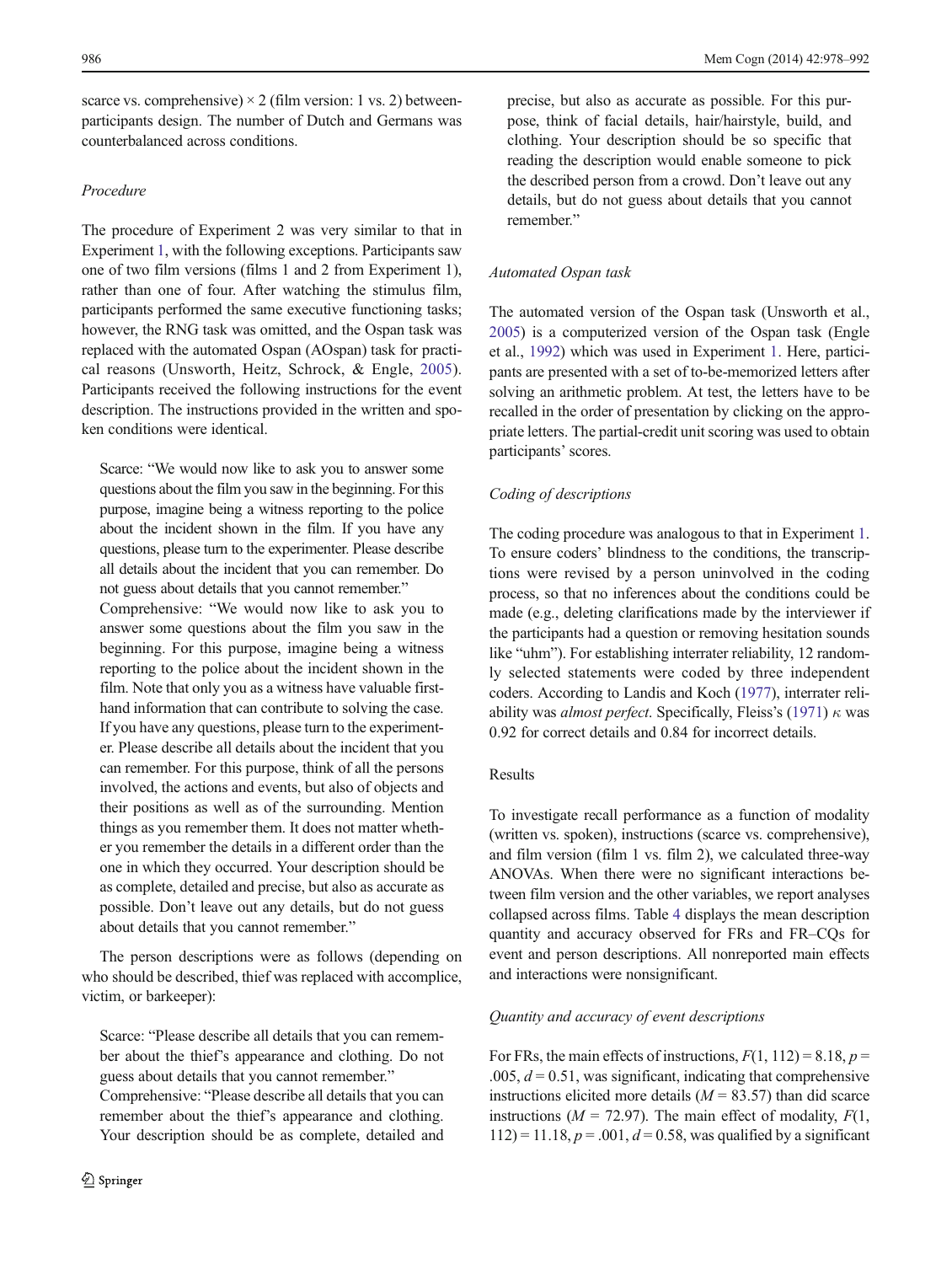scarce vs. comprehensive) × 2 (film version: 1 vs. 2) between-participants design. The number of Dutch and Germans was counterbalanced across conditions.

### Procedure

The procedure of Experiment 2 was very similar to that in Experiment 1, with the following exceptions. Participants saw one of two film versions (films 1 and 2 from Experiment 1), rather than one of four. After watching the stimulus film, participants performed the same executive functioning tasks; however, the RNG task was omitted, and the Ospan task was replaced with the automated Ospan (AOspan) task for practical reasons (Unsworth, Heitz, Schrock, & Engle, 2005). Participants received the following instructions for the event description. The instructions provided in the written and spoken conditions were identical.

> Scarce: "We would now like to ask you to answer some questions about the film you saw in the beginning. For this purpose, imagine being a witness reporting to the police about the incident shown in the film. If you have any questions, please turn to the experimenter. Please describe all details about the incident that you can remember. Do not guess about details that you cannot remember."
>
> Comprehensive: "We would now like to ask you to answer some questions about the film you saw in the beginning. For this purpose, imagine being a witness reporting to the police about the incident shown in the film. Note that only you as a witness have valuable first-hand information that can contribute to solving the case. If you have any questions, please turn to the experimenter. Please describe all details about the incident that you can remember. For this purpose, think of all the persons involved, the actions and events, but also of objects and their positions as well as of the surrounding. Mention things as you remember them. It does not matter whether you remember the details in a different order than the one in which they occurred. Your description should be as complete, detailed and precise, but also as accurate as possible. Don't leave out any details, but do not guess about details that you cannot remember."

The person descriptions were as follows (depending on who should be described, thief was replaced with accomplice, victim, or barkeeper):

> Scarce: "Please describe all details that you can remember about the thief's appearance and clothing. Do not guess about details that you cannot remember."
>
> Comprehensive: "Please describe all details that you can remember about the thief's appearance and clothing. Your description should be as complete, detailed and precise, but also as accurate as possible. For this purpose, think of facial details, hair/hairstyle, build, and clothing. Your description should be so specific that reading the description would enable someone to pick the described person from a crowd. Don't leave out any details, but do not guess about details that you cannot remember."

### Automated Ospan task

The automated version of the Ospan task (Unsworth et al., 2005) is a computerized version of the Ospan task (Engle et al., 1992) which was used in Experiment 1. Here, participants are presented with a set of to-be-memorized letters after solving an arithmetic problem. At test, the letters have to be recalled in the order of presentation by clicking on the appropriate letters. The partial-credit unit scoring was used to obtain participants' scores.

### Coding of descriptions

The coding procedure was analogous to that in Experiment 1. To ensure coders' blindness to the conditions, the transcriptions were revised by a person uninvolved in the coding process, so that no inferences about the conditions could be made (e.g., deleting clarifications made by the interviewer if the participants had a question or removing hesitation sounds like "uhm"). For establishing interrater reliability, 12 randomly selected statements were coded by three independent coders. According to Landis and Koch (1977), interrater reliability was *almost perfect*. Specifically, Fleiss's (1971) $\kappa$ was 0.92 for correct details and 0.84 for incorrect details.

## Results

To investigate recall performance as a function of modality (written vs. spoken), instructions (scarce vs. comprehensive), and film version (film 1 vs. film 2), we calculated three-way ANOVAs. When there were no significant interactions between film version and the other variables, we report analyses collapsed across films. Table 4 displays the mean description quantity and accuracy observed for FRs and FR–CQs for event and person descriptions. All nonreported main effects and interactions were nonsignificant.

### Quantity and accuracy of event descriptions

For FRs, the main effects of instructions, $F(1, 112) = 8.18$, $p = .005$, $d = 0.51$, was significant, indicating that comprehensive instructions elicited more details ($M = 83.57$) than did scarce instructions ($M = 72.97$). The main effect of modality, $F(1, 112) = 11.18$, $p = .001$, $d = 0.58$, was qualified by a significant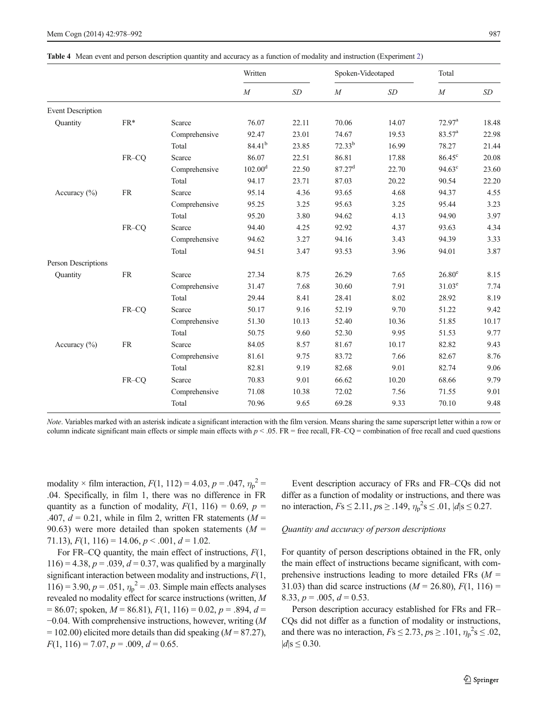**Table 4** Mean event and person description quantity and accuracy as a function of modality and instruction (Experiment 2)

| | | | Written | | Spoken-Videotaped | | Total | |
|---|---|---|---|---|---|---|---|---|
| | | | *M* | *SD* | *M* | *SD* | *M* | *SD* |
| Event Description | | | | | | | | |
| Quantity | FR* | Scarce | 76.07 | 22.11 | 70.06 | 14.07 | 72.97[a] | 18.48 |
| | | Comprehensive | 92.47 | 23.01 | 74.67 | 19.53 | 83.57[a] | 22.98 |
| | | Total | 84.41[b] | 23.85 | 72.33[b] | 16.99 | 78.27 | 21.44 |
| | FR–CQ | Scarce | 86.07 | 22.51 | 86.81 | 17.88 | 86.45[c] | 20.08 |
| | | Comprehensive | 102.00[d] | 22.50 | 87.27[d] | 22.70 | 94.63[c] | 23.60 |
| | | Total | 94.17 | 23.71 | 87.03 | 20.22 | 90.54 | 22.20 |
| Accuracy (%) | FR | Scarce | 95.14 | 4.36 | 93.65 | 4.68 | 94.37 | 4.55 |
| | | Comprehensive | 95.25 | 3.25 | 95.63 | 3.25 | 95.44 | 3.23 |
| | | Total | 95.20 | 3.80 | 94.62 | 4.13 | 94.90 | 3.97 |
| | FR–CQ | Scarce | 94.40 | 4.25 | 92.92 | 4.37 | 93.63 | 4.34 |
| | | Comprehensive | 94.62 | 3.27 | 94.16 | 3.43 | 94.39 | 3.33 |
| | | Total | 94.51 | 3.47 | 93.53 | 3.96 | 94.01 | 3.87 |
| Person Descriptions | | | | | | | | |
| Quantity | FR | Scarce | 27.34 | 8.75 | 26.29 | 7.65 | 26.80[e] | 8.15 |
| | | Comprehensive | 31.47 | 7.68 | 30.60 | 7.91 | 31.03[e] | 7.74 |
| | | Total | 29.44 | 8.41 | 28.41 | 8.02 | 28.92 | 8.19 |
| | FR–CQ | Scarce | 50.17 | 9.16 | 52.19 | 9.70 | 51.22 | 9.42 |
| | | Comprehensive | 51.30 | 10.13 | 52.40 | 10.36 | 51.85 | 10.17 |
| | | Total | 50.75 | 9.60 | 52.30 | 9.95 | 51.53 | 9.77 |
| Accuracy (%) | FR | Scarce | 84.05 | 8.57 | 81.67 | 10.17 | 82.82 | 9.43 |
| | | Comprehensive | 81.61 | 9.75 | 83.72 | 7.66 | 82.67 | 8.76 |
| | | Total | 82.81 | 9.19 | 82.68 | 9.01 | 82.74 | 9.06 |
| | FR–CQ | Scarce | 70.83 | 9.01 | 66.62 | 10.20 | 68.66 | 9.79 |
| | | Comprehensive | 71.08 | 10.38 | 72.02 | 7.56 | 71.55 | 9.01 |
| | | Total | 70.96 | 9.65 | 69.28 | 9.33 | 70.10 | 9.48 |

*Note*. Variables marked with an asterisk indicate a significant interaction with the film version. Means sharing the same superscript letter within a row or column indicate significant main effects or simple main effects with $p < .05$. FR = free recall, FR–CQ = combination of free recall and cued questions

modality × film interaction, $F(1, 112) = 4.03$, $p = .047$, $\eta_p^2 = .04$. Specifically, in film 1, there was no difference in FR quantity as a function of modality, $F(1, 116) = 0.69$, $p = .407$, $d = 0.21$, while in film 2, written FR statements ($M = 90.63$) were more detailed than spoken statements ($M = 71.13$), $F(1, 116) = 14.06$, $p < .001$, $d = 1.02$.

For FR–CQ quantity, the main effect of instructions, $F(1, 116) = 4.38$, $p = .039$, $d = 0.37$, was qualified by a marginally significant interaction between modality and instructions, $F(1, 116) = 3.90$, $p = .051$, $\eta_p^2 = .03$. Simple main effects analyses revealed no modality effect for scarce instructions (written, $M = 86.07$; spoken, $M = 86.81$), $F(1, 116) = 0.02$, $p = .894$, $d = -0.04$. With comprehensive instructions, however, writing ($M = 102.00$) elicited more details than did speaking ($M = 87.27$), $F(1, 116) = 7.07$, $p = .009$, $d = 0.65$.

Event description accuracy of FRs and FR–CQs did not differ as a function of modality or instructions, and there was no interaction, $F\text{s} \leq 2.11$, $p\text{s} \geq .149$, $\eta_p^2\text{s} \leq .01$, $|d|\text{s} \leq 0.27$.

### *Quantity and accuracy of person descriptions*

For quantity of person descriptions obtained in the FR, only the main effect of instructions became significant, with comprehensive instructions leading to more detailed FRs ($M = 31.03$) than did scarce instructions ($M = 26.80$), $F(1, 116) = 8.33$, $p = .005$, $d = 0.53$.

Person description accuracy established for FRs and FR–CQs did not differ as a function of modality or instructions, and there was no interaction, $F\text{s} \leq 2.73$, $p\text{s} \geq .101$, $\eta_p^2\text{s} \leq .02$, $|d|\text{s} \leq 0.30$.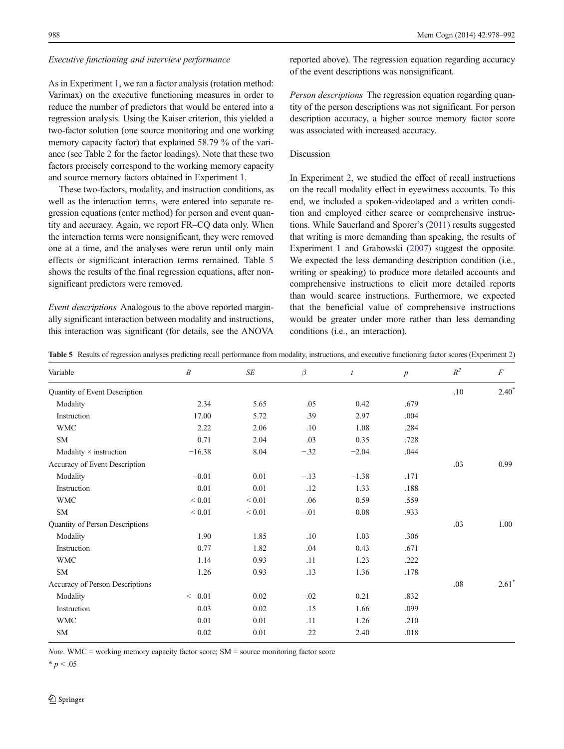*Executive functioning and interview performance*

As in Experiment 1, we ran a factor analysis (rotation method: Varimax) on the executive functioning measures in order to reduce the number of predictors that would be entered into a regression analysis. Using the Kaiser criterion, this yielded a two-factor solution (one source monitoring and one working memory capacity factor) that explained 58.79 % of the variance (see Table 2 for the factor loadings). Note that these two factors precisely correspond to the working memory capacity and source memory factors obtained in Experiment 1.

These two-factors, modality, and instruction conditions, as well as the interaction terms, were entered into separate regression equations (enter method) for person and event quantity and accuracy. Again, we report FR–CQ data only. When the interaction terms were nonsignificant, they were removed one at a time, and the analyses were rerun until only main effects or significant interaction terms remained. Table 5 shows the results of the final regression equations, after nonsignificant predictors were removed.

*Event descriptions* Analogous to the above reported marginally significant interaction between modality and instructions, this interaction was significant (for details, see the ANOVA reported above). The regression equation regarding accuracy of the event descriptions was nonsignificant.

*Person descriptions* The regression equation regarding quantity of the person descriptions was not significant. For person description accuracy, a higher source memory factor score was associated with increased accuracy.

Discussion

In Experiment 2, we studied the effect of recall instructions on the recall modality effect in eyewitness accounts. To this end, we included a spoken-videotaped and a written condition and employed either scarce or comprehensive instructions. While Sauerland and Sporer's (2011) results suggested that writing is more demanding than speaking, the results of Experiment 1 and Grabowski (2007) suggest the opposite. We expected the less demanding description condition (i.e., writing or speaking) to produce more detailed accounts and comprehensive instructions to elicit more detailed reports than would scarce instructions. Furthermore, we expected that the beneficial value of comprehensive instructions would be greater under more rather than less demanding conditions (i.e., an interaction).

**Table 5** Results of regression analyses predicting recall performance from modality, instructions, and executive functioning factor scores (Experiment 2)

| Variable | *B* | *SE* | *β* | *t* | *p* | $R^2$ | *F* |
|---|---|---|---|---|---|---|---|
| Quantity of Event Description | | | | | | .10 | 2.40* |
| Modality | 2.34 | 5.65 | .05 | 0.42 | .679 | | |
| Instruction | 17.00 | 5.72 | .39 | 2.97 | .004 | | |
| WMC | 2.22 | 2.06 | .10 | 1.08 | .284 | | |
| SM | 0.71 | 2.04 | .03 | 0.35 | .728 | | |
| Modality × instruction | −16.38 | 8.04 | −.32 | −2.04 | .044 | | |
| Accuracy of Event Description | | | | | | .03 | 0.99 |
| Modality | −0.01 | 0.01 | −.13 | −1.38 | .171 | | |
| Instruction | 0.01 | 0.01 | .12 | 1.33 | .188 | | |
| WMC | < 0.01 | < 0.01 | .06 | 0.59 | .559 | | |
| SM | < 0.01 | < 0.01 | −.01 | −0.08 | .933 | | |
| Quantity of Person Descriptions | | | | | | .03 | 1.00 |
| Modality | 1.90 | 1.85 | .10 | 1.03 | .306 | | |
| Instruction | 0.77 | 1.82 | .04 | 0.43 | .671 | | |
| WMC | 1.14 | 0.93 | .11 | 1.23 | .222 | | |
| SM | 1.26 | 0.93 | .13 | 1.36 | .178 | | |
| Accuracy of Person Descriptions | | | | | | .08 | 2.61* |
| Modality | < −0.01 | 0.02 | −.02 | −0.21 | .832 | | |
| Instruction | 0.03 | 0.02 | .15 | 1.66 | .099 | | |
| WMC | 0.01 | 0.01 | .11 | 1.26 | .210 | | |
| SM | 0.02 | 0.01 | .22 | 2.40 | .018 | | |

*Note*. WMC = working memory capacity factor score; SM = source monitoring factor score

* $p < .05$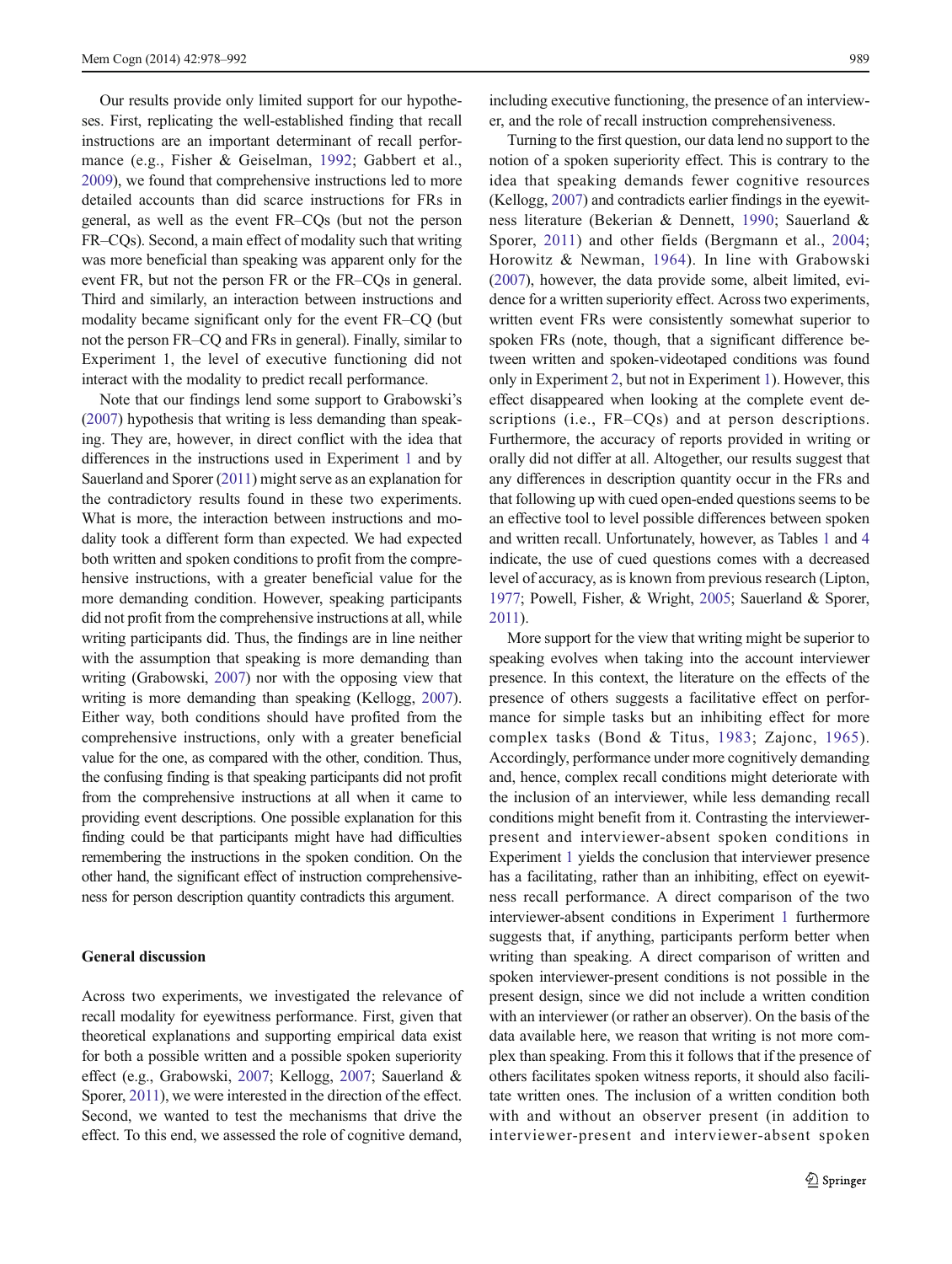Our results provide only limited support for our hypotheses. First, replicating the well-established finding that recall instructions are an important determinant of recall performance (e.g., Fisher & Geiselman, 1992; Gabbert et al., 2009), we found that comprehensive instructions led to more detailed accounts than did scarce instructions for FRs in general, as well as the event FR–CQs (but not the person FR–CQs). Second, a main effect of modality such that writing was more beneficial than speaking was apparent only for the event FR, but not the person FR or the FR–CQs in general. Third and similarly, an interaction between instructions and modality became significant only for the event FR–CQ (but not the person FR–CQ and FRs in general). Finally, similar to Experiment 1, the level of executive functioning did not interact with the modality to predict recall performance.

Note that our findings lend some support to Grabowski's (2007) hypothesis that writing is less demanding than speaking. They are, however, in direct conflict with the idea that differences in the instructions used in Experiment 1 and by Sauerland and Sporer (2011) might serve as an explanation for the contradictory results found in these two experiments. What is more, the interaction between instructions and modality took a different form than expected. We had expected both written and spoken conditions to profit from the comprehensive instructions, with a greater beneficial value for the more demanding condition. However, speaking participants did not profit from the comprehensive instructions at all, while writing participants did. Thus, the findings are in line neither with the assumption that speaking is more demanding than writing (Grabowski, 2007) nor with the opposing view that writing is more demanding than speaking (Kellogg, 2007). Either way, both conditions should have profited from the comprehensive instructions, only with a greater beneficial value for the one, as compared with the other, condition. Thus, the confusing finding is that speaking participants did not profit from the comprehensive instructions at all when it came to providing event descriptions. One possible explanation for this finding could be that participants might have had difficulties remembering the instructions in the spoken condition. On the other hand, the significant effect of instruction comprehensiveness for person description quantity contradicts this argument.

## General discussion

Across two experiments, we investigated the relevance of recall modality for eyewitness performance. First, given that theoretical explanations and supporting empirical data exist for both a possible written and a possible spoken superiority effect (e.g., Grabowski, 2007; Kellogg, 2007; Sauerland & Sporer, 2011), we were interested in the direction of the effect. Second, we wanted to test the mechanisms that drive the effect. To this end, we assessed the role of cognitive demand, including executive functioning, the presence of an interviewer, and the role of recall instruction comprehensiveness.

Turning to the first question, our data lend no support to the notion of a spoken superiority effect. This is contrary to the idea that speaking demands fewer cognitive resources (Kellogg, 2007) and contradicts earlier findings in the eyewitness literature (Bekerian & Dennett, 1990; Sauerland & Sporer, 2011) and other fields (Bergmann et al., 2004; Horowitz & Newman, 1964). In line with Grabowski (2007), however, the data provide some, albeit limited, evidence for a written superiority effect. Across two experiments, written event FRs were consistently somewhat superior to spoken FRs (note, though, that a significant difference between written and spoken-videotaped conditions was found only in Experiment 2, but not in Experiment 1). However, this effect disappeared when looking at the complete event descriptions (i.e., FR–CQs) and at person descriptions. Furthermore, the accuracy of reports provided in writing or orally did not differ at all. Altogether, our results suggest that any differences in description quantity occur in the FRs and that following up with cued open-ended questions seems to be an effective tool to level possible differences between spoken and written recall. Unfortunately, however, as Tables 1 and 4 indicate, the use of cued questions comes with a decreased level of accuracy, as is known from previous research (Lipton, 1977; Powell, Fisher, & Wright, 2005; Sauerland & Sporer, 2011).

More support for the view that writing might be superior to speaking evolves when taking into the account interviewer presence. In this context, the literature on the effects of the presence of others suggests a facilitative effect on performance for simple tasks but an inhibiting effect for more complex tasks (Bond & Titus, 1983; Zajonc, 1965). Accordingly, performance under more cognitively demanding and, hence, complex recall conditions might deteriorate with the inclusion of an interviewer, while less demanding recall conditions might benefit from it. Contrasting the interviewer-present and interviewer-absent spoken conditions in Experiment 1 yields the conclusion that interviewer presence has a facilitating, rather than an inhibiting, effect on eyewitness recall performance. A direct comparison of the two interviewer-absent conditions in Experiment 1 furthermore suggests that, if anything, participants perform better when writing than speaking. A direct comparison of written and spoken interviewer-present conditions is not possible in the present design, since we did not include a written condition with an interviewer (or rather an observer). On the basis of the data available here, we reason that writing is not more complex than speaking. From this it follows that if the presence of others facilitates spoken witness reports, it should also facilitate written ones. The inclusion of a written condition both with and without an observer present (in addition to interviewer-present and interviewer-absent spoken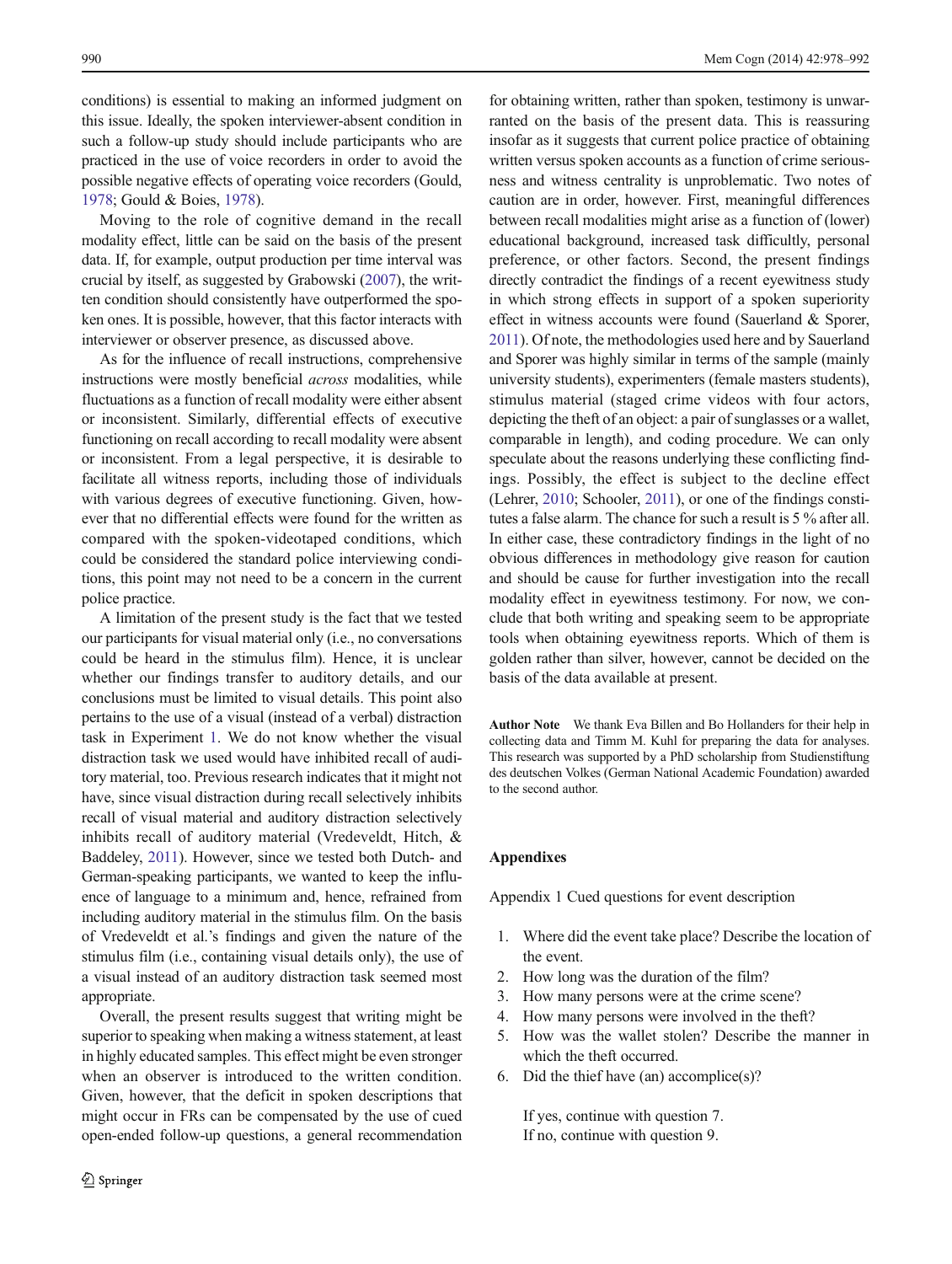conditions) is essential to making an informed judgment on this issue. Ideally, the spoken interviewer-absent condition in such a follow-up study should include participants who are practiced in the use of voice recorders in order to avoid the possible negative effects of operating voice recorders (Gould, 1978; Gould & Boies, 1978).

Moving to the role of cognitive demand in the recall modality effect, little can be said on the basis of the present data. If, for example, output production per time interval was crucial by itself, as suggested by Grabowski (2007), the written condition should consistently have outperformed the spoken ones. It is possible, however, that this factor interacts with interviewer or observer presence, as discussed above.

As for the influence of recall instructions, comprehensive instructions were mostly beneficial *across* modalities, while fluctuations as a function of recall modality were either absent or inconsistent. Similarly, differential effects of executive functioning on recall according to recall modality were absent or inconsistent. From a legal perspective, it is desirable to facilitate all witness reports, including those of individuals with various degrees of executive functioning. Given, however that no differential effects were found for the written as compared with the spoken-videotaped conditions, which could be considered the standard police interviewing conditions, this point may not need to be a concern in the current police practice.

A limitation of the present study is the fact that we tested our participants for visual material only (i.e., no conversations could be heard in the stimulus film). Hence, it is unclear whether our findings transfer to auditory details, and our conclusions must be limited to visual details. This point also pertains to the use of a visual (instead of a verbal) distraction task in Experiment 1. We do not know whether the visual distraction task we used would have inhibited recall of auditory material, too. Previous research indicates that it might not have, since visual distraction during recall selectively inhibits recall of visual material and auditory distraction selectively inhibits recall of auditory material (Vredeveldt, Hitch, & Baddeley, 2011). However, since we tested both Dutch- and German-speaking participants, we wanted to keep the influence of language to a minimum and, hence, refrained from including auditory material in the stimulus film. On the basis of Vredeveldt et al.'s findings and given the nature of the stimulus film (i.e., containing visual details only), the use of a visual instead of an auditory distraction task seemed most appropriate.

Overall, the present results suggest that writing might be superior to speaking when making a witness statement, at least in highly educated samples. This effect might be even stronger when an observer is introduced to the written condition. Given, however, that the deficit in spoken descriptions that might occur in FRs can be compensated by the use of cued open-ended follow-up questions, a general recommendation for obtaining written, rather than spoken, testimony is unwarranted on the basis of the present data. This is reassuring insofar as it suggests that current police practice of obtaining written versus spoken accounts as a function of crime seriousness and witness centrality is unproblematic. Two notes of caution are in order, however. First, meaningful differences between recall modalities might arise as a function of (lower) educational background, increased task difficultly, personal preference, or other factors. Second, the present findings directly contradict the findings of a recent eyewitness study in which strong effects in support of a spoken superiority effect in witness accounts were found (Sauerland & Sporer, 2011). Of note, the methodologies used here and by Sauerland and Sporer was highly similar in terms of the sample (mainly university students), experimenters (female masters students), stimulus material (staged crime videos with four actors, depicting the theft of an object: a pair of sunglasses or a wallet, comparable in length), and coding procedure. We can only speculate about the reasons underlying these conflicting findings. Possibly, the effect is subject to the decline effect (Lehrer, 2010; Schooler, 2011), or one of the findings constitutes a false alarm. The chance for such a result is 5 % after all. In either case, these contradictory findings in the light of no obvious differences in methodology give reason for caution and should be cause for further investigation into the recall modality effect in eyewitness testimony. For now, we conclude that both writing and speaking seem to be appropriate tools when obtaining eyewitness reports. Which of them is golden rather than silver, however, cannot be decided on the basis of the data available at present.

**Author Note** We thank Eva Billen and Bo Hollanders for their help in collecting data and Timm M. Kuhl for preparing the data for analyses. This research was supported by a PhD scholarship from Studienstiftung des deutschen Volkes (German National Academic Foundation) awarded to the second author.

## Appendixes

Appendix 1 Cued questions for event description

1. Where did the event take place? Describe the location of the event.
2. How long was the duration of the film?
3. How many persons were at the crime scene?
4. How many persons were involved in the theft?
5. How was the wallet stolen? Describe the manner in which the theft occurred.
6. Did the thief have (an) accomplice(s)?

   If yes, continue with question 7.
   If no, continue with question 9.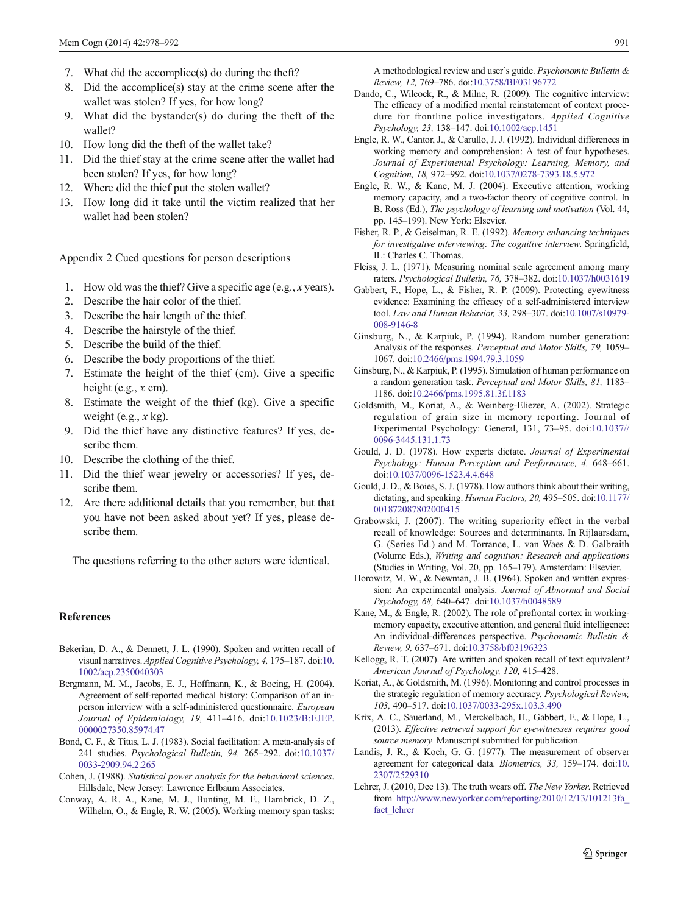7. What did the accomplice(s) do during the theft?
8. Did the accomplice(s) stay at the crime scene after the wallet was stolen? If yes, for how long?
9. What did the bystander(s) do during the theft of the wallet?
10. How long did the theft of the wallet take?
11. Did the thief stay at the crime scene after the wallet had been stolen? If yes, for how long?
12. Where did the thief put the stolen wallet?
13. How long did it take until the victim realized that her wallet had been stolen?

Appendix 2 Cued questions for person descriptions

1. How old was the thief? Give a specific age (e.g., *x* years).
2. Describe the hair color of the thief.
3. Describe the hair length of the thief.
4. Describe the hairstyle of the thief.
5. Describe the build of the thief.
6. Describe the body proportions of the thief.
7. Estimate the height of the thief (cm). Give a specific height (e.g., *x* cm).
8. Estimate the weight of the thief (kg). Give a specific weight (e.g., *x* kg).
9. Did the thief have any distinctive features? If yes, describe them.
10. Describe the clothing of the thief.
11. Did the thief wear jewelry or accessories? If yes, describe them.
12. Are there additional details that you remember, but that you have not been asked about yet? If yes, please describe them.

The questions referring to the other actors were identical.

## References

Bekerian, D. A., & Dennett, J. L. (1990). Spoken and written recall of visual narratives. *Applied Cognitive Psychology, 4,* 175–187. doi:10.1002/acp.2350040303

Bergmann, M. M., Jacobs, E. J., Hoffmann, K., & Boeing, H. (2004). Agreement of self-reported medical history: Comparison of an in-person interview with a self-administered questionnaire. *European Journal of Epidemiology, 19,* 411–416. doi:10.1023/B:EJEP.0000027350.85974.47

Bond, C. F., & Titus, L. J. (1983). Social facilitation: A meta-analysis of 241 studies. *Psychological Bulletin, 94,* 265–292. doi:10.1037/0033-2909.94.2.265

Cohen, J. (1988). *Statistical power analysis for the behavioral sciences.* Hillsdale, New Jersey: Lawrence Erlbaum Associates.

Conway, A. R. A., Kane, M. J., Bunting, M. F., Hambrick, D. Z., Wilhelm, O., & Engle, R. W. (2005). Working memory span tasks: A methodological review and user's guide. *Psychonomic Bulletin & Review, 12,* 769–786. doi:10.3758/BF03196772

Dando, C., Wilcock, R., & Milne, R. (2009). The cognitive interview: The efficacy of a modified mental reinstatement of context procedure for frontline police investigators. *Applied Cognitive Psychology, 23,* 138–147. doi:10.1002/acp.1451

Engle, R. W., Cantor, J., & Carullo, J. J. (1992). Individual differences in working memory and comprehension: A test of four hypotheses. *Journal of Experimental Psychology: Learning, Memory, and Cognition, 18,* 972–992. doi:10.1037/0278-7393.18.5.972

Engle, R. W., & Kane, M. J. (2004). Executive attention, working memory capacity, and a two-factor theory of cognitive control. In B. Ross (Ed.), *The psychology of learning and motivation* (Vol. 44, pp. 145–199). New York: Elsevier.

Fisher, R. P., & Geiselman, R. E. (1992). *Memory enhancing techniques for investigative interviewing: The cognitive interview.* Springfield, IL: Charles C. Thomas.

Fleiss, J. L. (1971). Measuring nominal scale agreement among many raters. *Psychological Bulletin, 76,* 378–382. doi:10.1037/h0031619

Gabbert, F., Hope, L., & Fisher, R. P. (2009). Protecting eyewitness evidence: Examining the efficacy of a self-administered interview tool. *Law and Human Behavior, 33,* 298–307. doi:10.1007/s10979-008-9146-8

Ginsburg, N., & Karpiuk, P. (1994). Random number generation: Analysis of the responses. *Perceptual and Motor Skills, 79,* 1059–1067. doi:10.2466/pms.1994.79.3.1059

Ginsburg, N., & Karpiuk, P. (1995). Simulation of human performance on a random generation task. *Perceptual and Motor Skills, 81,* 1183–1186. doi:10.2466/pms.1995.81.3f.1183

Goldsmith, M., Koriat, A., & Weinberg-Eliezer, A. (2002). Strategic regulation of grain size in memory reporting. Journal of Experimental Psychology: General, 131, 73–95. doi:10.1037//0096-3445.131.1.73

Gould, J. D. (1978). How experts dictate. *Journal of Experimental Psychology: Human Perception and Performance, 4,* 648–661. doi:10.1037/0096-1523.4.4.648

Gould, J. D., & Boies, S. J. (1978). How authors think about their writing, dictating, and speaking. *Human Factors, 20,* 495–505. doi:10.1177/001872087802000415

Grabowski, J. (2007). The writing superiority effect in the verbal recall of knowledge: Sources and determinants. In Rijlaarsdam, G. (Series Ed.) and M. Torrance, L. van Waes & D. Galbraith (Volume Eds.), *Writing and cognition: Research and applications* (Studies in Writing, Vol. 20, pp. 165–179). Amsterdam: Elsevier.

Horowitz, M. W., & Newman, J. B. (1964). Spoken and written expression: An experimental analysis. *Journal of Abnormal and Social Psychology, 68,* 640–647. doi:10.1037/h0048589

Kane, M., & Engle, R. (2002). The role of prefrontal cortex in working-memory capacity, executive attention, and general fluid intelligence: An individual-differences perspective. *Psychonomic Bulletin & Review, 9,* 637–671. doi:10.3758/bf03196323

Kellogg, R. T. (2007). Are written and spoken recall of text equivalent? *American Journal of Psychology, 120,* 415–428.

Koriat, A., & Goldsmith, M. (1996). Monitoring and control processes in the strategic regulation of memory accuracy. *Psychological Review, 103,* 490–517. doi:10.1037/0033-295x.103.3.490

Krix, A. C., Sauerland, M., Merckelbach, H., Gabbert, F., & Hope, L. (2013). *Effective retrieval support for eyewitnesses requires good source memory.* Manuscript submitted for publication.

Landis, J. R., & Koch, G. G. (1977). The measurement of observer agreement for categorical data. *Biometrics, 33,* 159–174. doi:10.2307/2529310

Lehrer, J. (2010, Dec 13). The truth wears off. *The New Yorker.* Retrieved from http://www.newyorker.com/reporting/2010/12/13/101213fa_fact_lehrer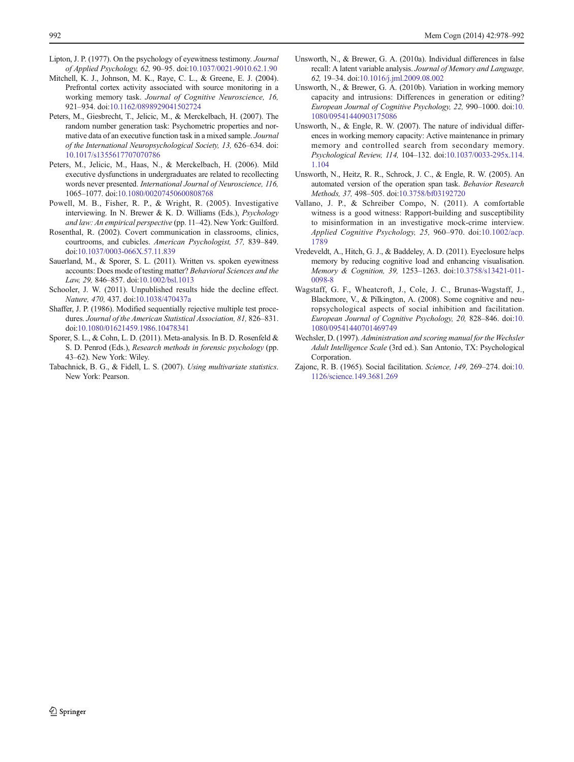Lipton, J. P. (1977). On the psychology of eyewitness testimony. *Journal of Applied Psychology, 62,* 90–95. doi:10.1037/0021-9010.62.1.90

Mitchell, K. J., Johnson, M. K., Raye, C. L., & Greene, E. J. (2004). Prefrontal cortex activity associated with source monitoring in a working memory task. *Journal of Cognitive Neuroscience, 16,* 921–934. doi:10.1162/0898929041502724

Peters, M., Giesbrecht, T., Jelicic, M., & Merckelbach, H. (2007). The random number generation task: Psychometric properties and normative data of an executive function task in a mixed sample. *Journal of the International Neuropsychological Society, 13,* 626–634. doi:10.1017/s1355617707070786

Peters, M., Jelicic, M., Haas, N., & Merckelbach, H. (2006). Mild executive dysfunctions in undergraduates are related to recollecting words never presented. *International Journal of Neuroscience, 116,* 1065–1077. doi:10.1080/00207450600808768

Powell, M. B., Fisher, R. P., & Wright, R. (2005). Investigative interviewing. In N. Brewer & K. D. Williams (Eds.), *Psychology and law: An empirical perspective* (pp. 11–42). New York: Guilford.

Rosenthal, R. (2002). Covert communication in classrooms, clinics, courtrooms, and cubicles. *American Psychologist, 57,* 839–849. doi:10.1037/0003-066X.57.11.839

Sauerland, M., & Sporer, S. L. (2011). Written vs. spoken eyewitness accounts: Does mode of testing matter? *Behavioral Sciences and the Law, 29,* 846–857. doi:10.1002/bsl.1013

Schooler, J. W. (2011). Unpublished results hide the decline effect. *Nature, 470,* 437. doi:10.1038/470437a

Shaffer, J. P. (1986). Modified sequentially rejective multiple test procedures. *Journal of the American Statistical Association, 81,* 826–831. doi:10.1080/01621459.1986.10478341

Sporer, S. L., & Cohn, L. D. (2011). Meta-analysis. In B. D. Rosenfeld & S. D. Penrod (Eds.), *Research methods in forensic psychology* (pp. 43–62). New York: Wiley.

Tabachnick, B. G., & Fidell, L. S. (2007). *Using multivariate statistics*. New York: Pearson.

Unsworth, N., & Brewer, G. A. (2010a). Individual differences in false recall: A latent variable analysis. *Journal of Memory and Language, 62,* 19–34. doi:10.1016/j.jml.2009.08.002

Unsworth, N., & Brewer, G. A. (2010b). Variation in working memory capacity and intrusions: Differences in generation or editing? *European Journal of Cognitive Psychology, 22,* 990–1000. doi:10.1080/09541440903175086

Unsworth, N., & Engle, R. W. (2007). The nature of individual differences in working memory capacity: Active maintenance in primary memory and controlled search from secondary memory. *Psychological Review, 114,* 104–132. doi:10.1037/0033-295x.114.1.104

Unsworth, N., Heitz, R. R., Schrock, J. C., & Engle, R. W. (2005). An automated version of the operation span task. *Behavior Research Methods, 37,* 498–505. doi:10.3758/bf03192720

Vallano, J. P., & Schreiber Compo, N. (2011). A comfortable witness is a good witness: Rapport-building and susceptibility to misinformation in an investigative mock-crime interview. *Applied Cognitive Psychology, 25,* 960–970. doi:10.1002/acp.1789

Vredeveldt, A., Hitch, G. J., & Baddeley, A. D. (2011). Eyeclosure helps memory by reducing cognitive load and enhancing visualisation. *Memory & Cognition, 39,* 1253–1263. doi:10.3758/s13421-011-0098-8

Wagstaff, G. F., Wheatcroft, J., Cole, J. C., Brunas-Wagstaff, J., Blackmore, V., & Pilkington, A. (2008). Some cognitive and neuropsychological aspects of social inhibition and facilitation. *European Journal of Cognitive Psychology, 20,* 828–846. doi:10.1080/09541440701469749

Wechsler, D. (1997). *Administration and scoring manual for the Wechsler Adult Intelligence Scale* (3rd ed.). San Antonio, TX: Psychological Corporation.

Zajonc, R. B. (1965). Social facilitation. *Science, 149,* 269–274. doi:10.1126/science.149.3681.269